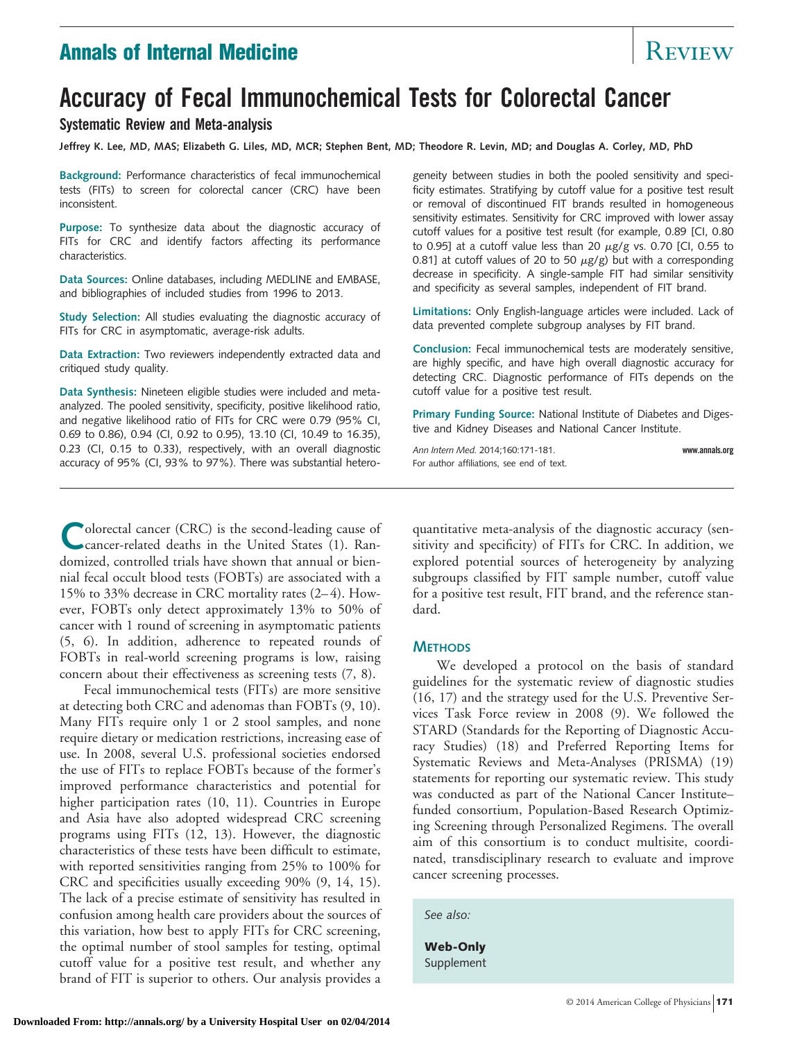# Accuracy of Fecal Immunochemical Tests for Colorectal Cancer

## Systematic Review and Meta-analysis

**Jeffrey K. Lee, MD, MAS; Elizabeth G. Liles, MD, MCR; Stephen Bent, MD; Theodore R. Levin, MD; and Douglas A. Corley, MD, PhD**

**Background:** Performance characteristics of fecal immunochemical tests (FITs) to screen for colorectal cancer (CRC) have been inconsistent.

**Purpose:** To synthesize data about the diagnostic accuracy of FITs for CRC and identify factors affecting its performance characteristics.

**Data Sources:** Online databases, including MEDLINE and EMBASE, and bibliographies of included studies from 1996 to 2013.

**Study Selection:** All studies evaluating the diagnostic accuracy of FITs for CRC in asymptomatic, average-risk adults.

**Data Extraction:** Two reviewers independently extracted data and critiqued study quality.

**Data Synthesis:** Nineteen eligible studies were included and meta-analyzed. The pooled sensitivity, specificity, positive likelihood ratio, and negative likelihood ratio of FITs for CRC were 0.79 (95% CI, 0.69 to 0.86), 0.94 (CI, 0.92 to 0.95), 13.10 (CI, 10.49 to 16.35), 0.23 (CI, 0.15 to 0.33), respectively, with an overall diagnostic accuracy of 95% (CI, 93% to 97%). There was substantial heterogeneity between studies in both the pooled sensitivity and specificity estimates. Stratifying by cutoff value for a positive test result or removal of discontinued FIT brands resulted in homogeneous sensitivity estimates. Sensitivity for CRC improved with lower assay cutoff values for a positive test result (for example, 0.89 [CI, 0.80 to 0.95] at a cutoff value less than 20 μg/g vs. 0.70 [CI, 0.55 to 0.81] at cutoff values of 20 to 50 μg/g) but with a corresponding decrease in specificity. A single-sample FIT had similar sensitivity and specificity as several samples, independent of FIT brand.

**Limitations:** Only English-language articles were included. Lack of data prevented complete subgroup analyses by FIT brand.

**Conclusion:** Fecal immunochemical tests are moderately sensitive, are highly specific, and have high overall diagnostic accuracy for detecting CRC. Diagnostic performance of FITs depends on the cutoff value for a positive test result.

**Primary Funding Source:** National Institute of Diabetes and Digestive and Kidney Diseases and National Cancer Institute.

*Ann Intern Med.* 2014;160:171-181.
For author affiliations, see end of text.

Colorectal cancer (CRC) is the second-leading cause of cancer-related deaths in the United States (1). Randomized, controlled trials have shown that annual or biennial fecal occult blood tests (FOBTs) are associated with a 15% to 33% decrease in CRC mortality rates (2–4). However, FOBTs only detect approximately 13% to 50% of cancer with 1 round of screening in asymptomatic patients (5, 6). In addition, adherence to repeated rounds of FOBTs in real-world screening programs is low, raising concern about their effectiveness as screening tests (7, 8).

Fecal immunochemical tests (FITs) are more sensitive at detecting both CRC and adenomas than FOBTs (9, 10). Many FITs require only 1 or 2 stool samples, and none require dietary or medication restrictions, increasing ease of use. In 2008, several U.S. professional societies endorsed the use of FITs to replace FOBTs because of the former's improved performance characteristics and potential for higher participation rates (10, 11). Countries in Europe and Asia have also adopted widespread CRC screening programs using FITs (12, 13). However, the diagnostic characteristics of these tests have been difficult to estimate, with reported sensitivities ranging from 25% to 100% for CRC and specificities usually exceeding 90% (9, 14, 15). The lack of a precise estimate of sensitivity has resulted in confusion among health care providers about the sources of this variation, how best to apply FITs for CRC screening, the optimal number of stool samples for testing, optimal cutoff value for a positive test result, and whether any brand of FIT is superior to others. Our analysis provides a quantitative meta-analysis of the diagnostic accuracy (sensitivity and specificity) of FITs for CRC. In addition, we explored potential sources of heterogeneity by analyzing subgroups classified by FIT sample number, cutoff value for a positive test result, FIT brand, and the reference standard.

## Methods

We developed a protocol on the basis of standard guidelines for the systematic review of diagnostic studies (16, 17) and the strategy used for the U.S. Preventive Services Task Force review in 2008 (9). We followed the STARD (Standards for the Reporting of Diagnostic Accuracy Studies) (18) and Preferred Reporting Items for Systematic Reviews and Meta-Analyses (PRISMA) (19) statements for reporting our systematic review. This study was conducted as part of the National Cancer Institute–funded consortium, Population-Based Research Optimizing Screening through Personalized Regimens. The overall aim of this consortium is to conduct multisite, coordinated, transdisciplinary research to evaluate and improve cancer screening processes.

*See also:*

**Web-Only**
Supplement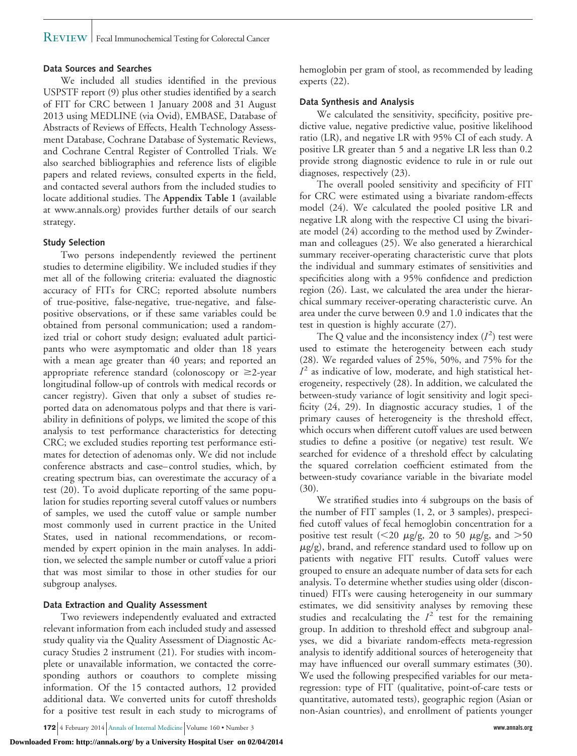### Data Sources and Searches

We included all studies identified in the previous USPSTF report (9) plus other studies identified by a search of FIT for CRC between 1 January 2008 and 31 August 2013 using MEDLINE (via Ovid), EMBASE, Database of Abstracts of Reviews of Effects, Health Technology Assessment Database, Cochrane Database of Systematic Reviews, and Cochrane Central Register of Controlled Trials. We also searched bibliographies and reference lists of eligible papers and related reviews, consulted experts in the field, and contacted several authors from the included studies to locate additional studies. The **Appendix Table 1** (available at www.annals.org) provides further details of our search strategy.

### Study Selection

Two persons independently reviewed the pertinent studies to determine eligibility. We included studies if they met all of the following criteria: evaluated the diagnostic accuracy of FITs for CRC; reported absolute numbers of true-positive, false-negative, true-negative, and false-positive observations, or if these same variables could be obtained from personal communication; used a randomized trial or cohort study design; evaluated adult participants who were asymptomatic and older than 18 years with a mean age greater than 40 years; and reported an appropriate reference standard (colonoscopy or ≥2-year longitudinal follow-up of controls with medical records or cancer registry). Given that only a subset of studies reported data on adenomatous polyps and that there is variability in definitions of polyps, we limited the scope of this analysis to test performance characteristics for detecting CRC; we excluded studies reporting test performance estimates for detection of adenomas only. We did not include conference abstracts and case–control studies, which, by creating spectrum bias, can overestimate the accuracy of a test (20). To avoid duplicate reporting of the same population for studies reporting several cutoff values or numbers of samples, we used the cutoff value or sample number most commonly used in current practice in the United States, used in national recommendations, or recommended by expert opinion in the main analyses. In addition, we selected the sample number or cutoff value a priori that was most similar to those in other studies for our subgroup analyses.

### Data Extraction and Quality Assessment

Two reviewers independently evaluated and extracted relevant information from each included study and assessed study quality via the Quality Assessment of Diagnostic Accuracy Studies 2 instrument (21). For studies with incomplete or unavailable information, we contacted the corresponding authors or coauthors to complete missing information. Of the 15 contacted authors, 12 provided additional data. We converted units for cutoff thresholds for a positive test result in each study to micrograms of hemoglobin per gram of stool, as recommended by leading experts (22).

### Data Synthesis and Analysis

We calculated the sensitivity, specificity, positive predictive value, negative predictive value, positive likelihood ratio (LR), and negative LR with 95% CI of each study. A positive LR greater than 5 and a negative LR less than 0.2 provide strong diagnostic evidence to rule in or rule out diagnoses, respectively (23).

The overall pooled sensitivity and specificity of FIT for CRC were estimated using a bivariate random-effects model (24). We calculated the pooled positive LR and negative LR along with the respective CI using the bivariate model (24) according to the method used by Zwinderman and colleagues (25). We also generated a hierarchical summary receiver-operating characteristic curve that plots the individual and summary estimates of sensitivities and specificities along with a 95% confidence and prediction region (26). Last, we calculated the area under the hierarchical summary receiver-operating characteristic curve. An area under the curve between 0.9 and 1.0 indicates that the test in question is highly accurate (27).

The Q value and the inconsistency index ($I^2$) test were used to estimate the heterogeneity between each study (28). We regarded values of 25%, 50%, and 75% for the $I^2$ as indicative of low, moderate, and high statistical heterogeneity, respectively (28). In addition, we calculated the between-study variance of logit sensitivity and logit specificity (24, 29). In diagnostic accuracy studies, 1 of the primary causes of heterogeneity is the threshold effect, which occurs when different cutoff values are used between studies to define a positive (or negative) test result. We searched for evidence of a threshold effect by calculating the squared correlation coefficient estimated from the between-study covariance variable in the bivariate model (30).

We stratified studies into 4 subgroups on the basis of the number of FIT samples (1, 2, or 3 samples), prespecified cutoff values of fecal hemoglobin concentration for a positive test result (<20 μg/g, 20 to 50 μg/g, and >50 μg/g), brand, and reference standard used to follow up on patients with negative FIT results. Cutoff values were grouped to ensure an adequate number of data sets for each analysis. To determine whether studies using older (discontinued) FITs were causing heterogeneity in our summary estimates, we did sensitivity analyses by removing these studies and recalculating the $I^2$ test for the remaining group. In addition to threshold effect and subgroup analyses, we did a bivariate random-effects meta-regression analysis to identify additional sources of heterogeneity that may have influenced our overall summary estimates (30). We used the following prespecified variables for our meta-regression: type of FIT (qualitative, point-of-care tests or quantitative, automated tests), geographic region (Asian or non-Asian countries), and enrollment of patients younger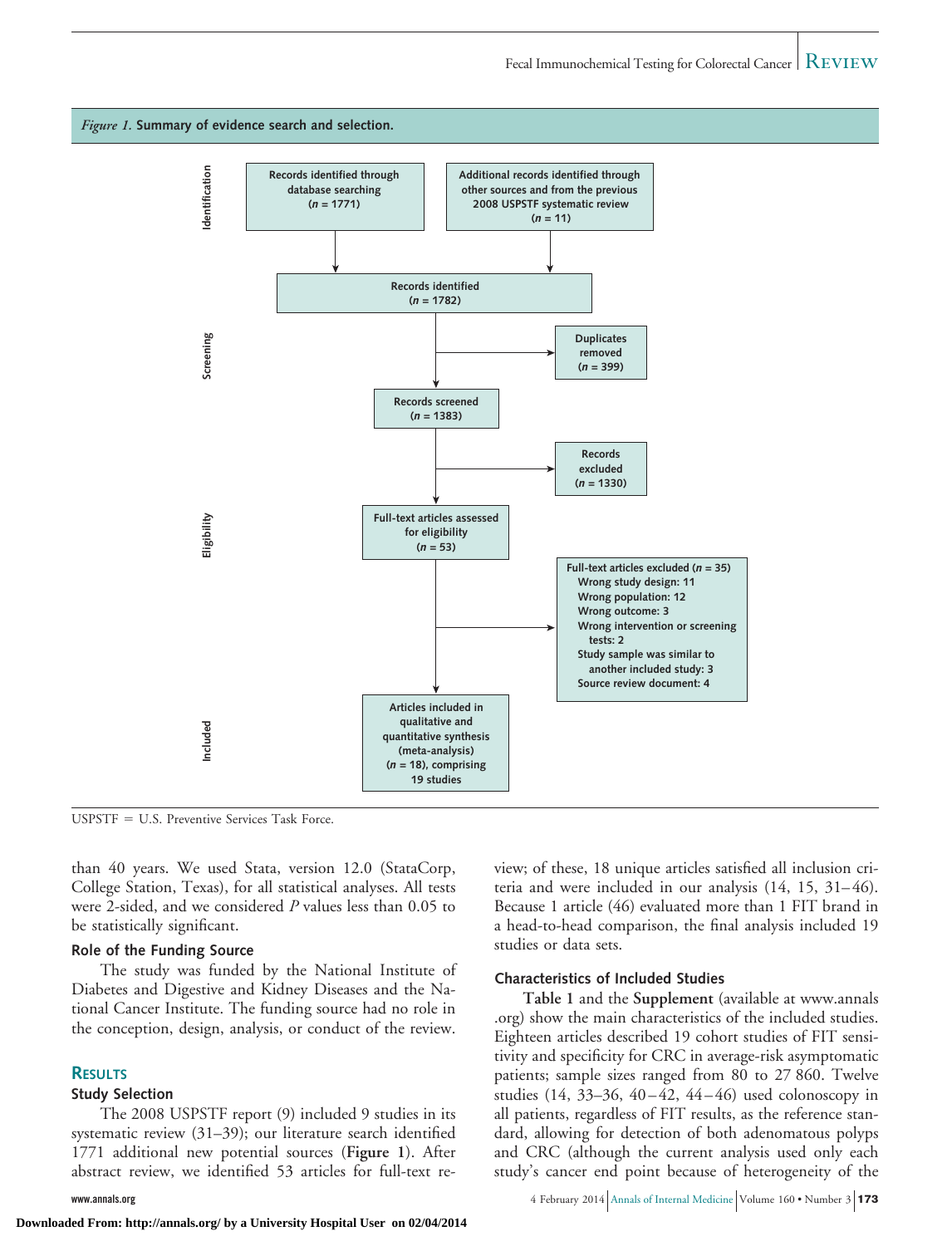*Figure 1.* **Summary of evidence search and selection.**

**Identification**

- Records identified through database searching (*n* = 1771)
- Additional records identified through other sources and from the previous 2008 USPSTF systematic review (*n* = 11)
- Records identified (*n* = 1782)

**Screening**

- Duplicates removed (*n* = 399)
- Records screened (*n* = 1383)
- Records excluded (*n* = 1330)

**Eligibility**

- Full-text articles assessed for eligibility (*n* = 53)
- Full-text articles excluded (*n* = 35)
  - Wrong study design: 11
  - Wrong population: 12
  - Wrong outcome: 3
  - Wrong intervention or screening tests: 2
  - Study sample was similar to another included study: 3
  - Source review document: 4

**Included**

- Articles included in qualitative and quantitative synthesis (meta-analysis) (*n* = 18), comprising 19 studies

USPSTF = U.S. Preventive Services Task Force.

than 40 years. We used Stata, version 12.0 (StataCorp, College Station, Texas), for all statistical analyses. All tests were 2-sided, and we considered *P* values less than 0.05 to be statistically significant.

### Role of the Funding Source

The study was funded by the National Institute of Diabetes and Digestive and Kidney Diseases and the National Cancer Institute. The funding source had no role in the conception, design, analysis, or conduct of the review.

## RESULTS

### Study Selection

The 2008 USPSTF report (9) included 9 studies in its systematic review (31–39); our literature search identified 1771 additional new potential sources (**Figure 1**). After abstract review, we identified 53 articles for full-text review; of these, 18 unique articles satisfied all inclusion criteria and were included in our analysis (14, 15, 31–46). Because 1 article (46) evaluated more than 1 FIT brand in a head-to-head comparison, the final analysis included 19 studies or data sets.

### Characteristics of Included Studies

**Table 1** and the **Supplement** (available at www.annals.org) show the main characteristics of the included studies. Eighteen articles described 19 cohort studies of FIT sensitivity and specificity for CRC in average-risk asymptomatic patients; sample sizes ranged from 80 to 27 860. Twelve studies (14, 33–36, 40–42, 44–46) used colonoscopy in all patients, regardless of FIT results, as the reference standard, allowing for detection of both adenomatous polyps and CRC (although the current analysis used only each study's cancer end point because of heterogeneity of the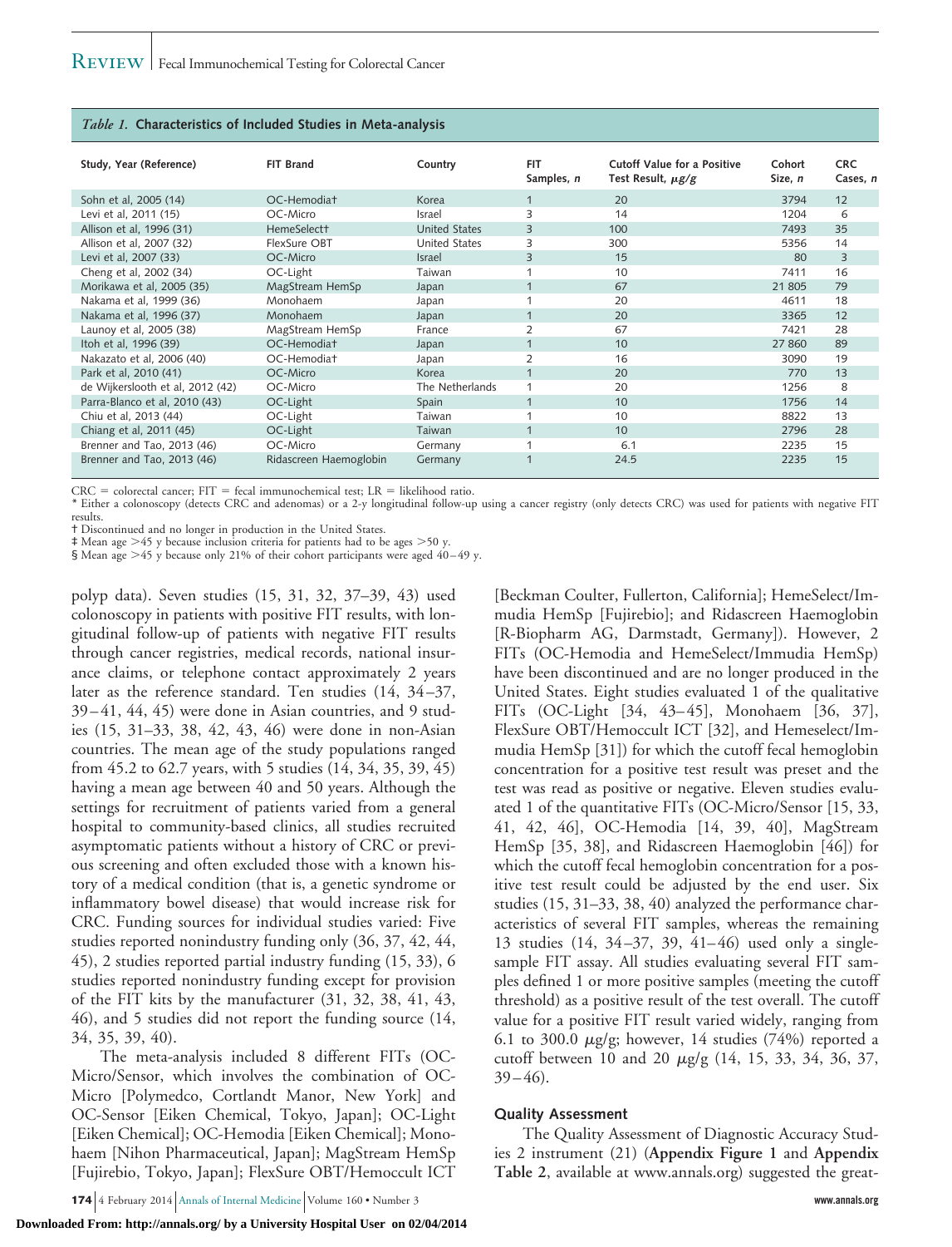*Table 1.* **Characteristics of Included Studies in Meta-analysis**

| Study, Year (Reference) | FIT Brand | Country | FIT Samples, n | Cutoff Value for a Positive Test Result, μg/g | Cohort Size, n | CRC Cases, n |
|---|---|---|---|---|---|---|
| Sohn et al, 2005 (14) | OC-Hemodia† | Korea | 1 | 20 | 3794 | 12 |
| Levi et al, 2011 (15) | OC-Micro | Israel | 3 | 14 | 1204 | 6 |
| Allison et al, 1996 (31) | HemeSelect† | United States | 3 | 100 | 7493 | 35 |
| Allison et al, 2007 (32) | FlexSure OBT | United States | 3 | 300 | 5356 | 14 |
| Levi et al, 2007 (33) | OC-Micro | Israel | 3 | 15 | 80 | 3 |
| Cheng et al, 2002 (34) | OC-Light | Taiwan | 1 | 10 | 7411 | 16 |
| Morikawa et al, 2005 (35) | MagStream HemSp | Japan | 1 | 67 | 21 805 | 79 |
| Nakama et al, 1999 (36) | Monohaem | Japan | 1 | 20 | 4611 | 18 |
| Nakama et al, 1996 (37) | Monohaem | Japan | 1 | 20 | 3365 | 12 |
| Launoy et al, 2005 (38) | MagStream HemSp | France | 2 | 67 | 7421 | 28 |
| Itoh et al, 1996 (39) | OC-Hemodia† | Japan | 1 | 10 | 27 860 | 89 |
| Nakazato et al, 2006 (40) | OC-Hemodia† | Japan | 2 | 16 | 3090 | 19 |
| Park et al, 2010 (41) | OC-Micro | Korea | 1 | 20 | 770 | 13 |
| de Wijkerslooth et al, 2012 (42) | OC-Micro | The Netherlands | 1 | 20 | 1256 | 8 |
| Parra-Blanco et al, 2010 (43) | OC-Light | Spain | 1 | 10 | 1756 | 14 |
| Chiu et al, 2013 (44) | OC-Light | Taiwan | 1 | 10 | 8822 | 13 |
| Chiang et al, 2011 (45) | OC-Light | Taiwan | 1 | 10 | 2796 | 28 |
| Brenner and Tao, 2013 (46) | OC-Micro | Germany | 1 | 6.1 | 2235 | 15 |
| Brenner and Tao, 2013 (46) | Ridascreen Haemoglobin | Germany | 1 | 24.5 | 2235 | 15 |

CRC = colorectal cancer; FIT = fecal immunochemical test; LR = likelihood ratio.
\* Either a colonoscopy (detects CRC and adenomas) or a 2-y longitudinal follow-up using a cancer registry (only detects CRC) was used for patients with negative FIT results.
† Discontinued and no longer in production in the United States.
‡ Mean age >45 y because inclusion criteria for patients had to be ages >50 y.
§ Mean age >45 y because only 21% of their cohort participants were aged 40–49 y.

polyp data). Seven studies (15, 31, 32, 37–39, 43) used colonoscopy in patients with positive FIT results, with longitudinal follow-up of patients with negative FIT results through cancer registries, medical records, national insurance claims, or telephone contact approximately 2 years later as the reference standard. Ten studies (14, 34–37, 39–41, 44, 45) were done in Asian countries, and 9 studies (15, 31–33, 38, 42, 43, 46) were done in non-Asian countries. The mean age of the study populations ranged from 45.2 to 62.7 years, with 5 studies (14, 34, 35, 39, 45) having a mean age between 40 and 50 years. Although the settings for recruitment of patients varied from a general hospital to community-based clinics, all studies recruited asymptomatic patients without a history of CRC or previous screening and often excluded those with a known history of a medical condition (that is, a genetic syndrome or inflammatory bowel disease) that would increase risk for CRC. Funding sources for individual studies varied: Five studies reported nonindustry funding only (36, 37, 42, 44, 45), 2 studies reported partial industry funding (15, 33), 6 studies reported nonindustry funding except for provision of the FIT kits by the manufacturer (31, 32, 38, 41, 43, 46), and 5 studies did not report the funding source (14, 34, 35, 39, 40).

The meta-analysis included 8 different FITs (OC-Micro/Sensor, which involves the combination of OC-Micro [Polymedco, Cortlandt Manor, New York] and OC-Sensor [Eiken Chemical, Tokyo, Japan]; OC-Light [Eiken Chemical]; OC-Hemodia [Eiken Chemical]; Monohaem [Nihon Pharmaceutical, Japan]; MagStream HemSp [Fujirebio, Tokyo, Japan]; FlexSure OBT/Hemoccult ICT [Beckman Coulter, Fullerton, California]; HemeSelect/Immudia HemSp [Fujirebio]; and Ridascreen Haemoglobin [R-Biopharm AG, Darmstadt, Germany]). However, 2 FITs (OC-Hemodia and HemeSelect/Immudia HemSp) have been discontinued and are no longer produced in the United States. Eight studies evaluated 1 of the qualitative FITs (OC-Light [34, 43–45], Monohaem [36, 37], FlexSure OBT/Hemoccult ICT [32], and Hemeselect/Immudia HemSp [31]) for which the cutoff fecal hemoglobin concentration for a positive test result was preset and the test was read as positive or negative. Eleven studies evaluated 1 of the quantitative FITs (OC-Micro/Sensor [15, 33, 41, 42, 46], OC-Hemodia [14, 39, 40], MagStream HemSp [35, 38], and Ridascreen Haemoglobin [46]) for which the cutoff fecal hemoglobin concentration for a positive test result could be adjusted by the end user. Six studies (15, 31–33, 38, 40) analyzed the performance characteristics of several FIT samples, whereas the remaining 13 studies (14, 34–37, 39, 41–46) used only a single-sample FIT assay. All studies evaluating several FIT samples defined 1 or more positive samples (meeting the cutoff threshold) as a positive result of the test overall. The cutoff value for a positive FIT result varied widely, ranging from 6.1 to 300.0 μg/g; however, 14 studies (74%) reported a cutoff between 10 and 20 μg/g (14, 15, 33, 34, 36, 37, 39–46).

### Quality Assessment

The Quality Assessment of Diagnostic Accuracy Studies 2 instrument (21) (**Appendix Figure 1** and **Appendix Table 2**, available at www.annals.org) suggested the great-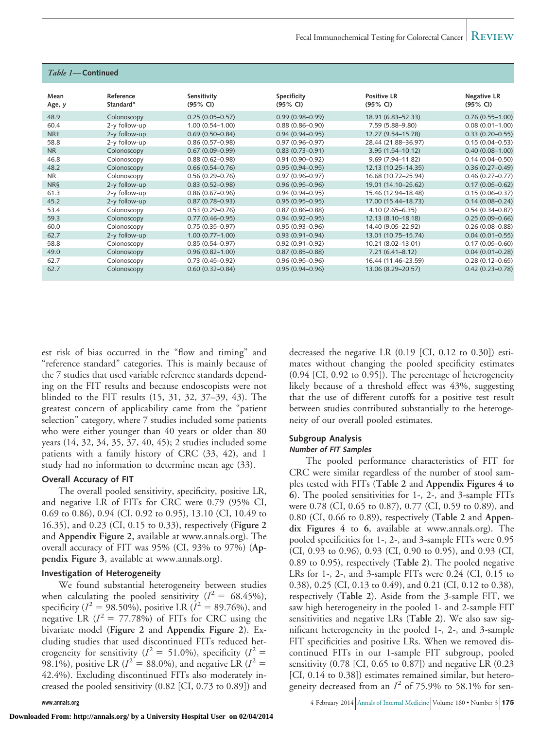*Table 1*—**Continued**

| Mean Age, *y* | Reference Standard* | Sensitivity (95% CI) | Specificity (95% CI) | Positive LR (95% CI) | Negative LR (95% CI) |
|---|---|---|---|---|---|
| 48.9 | Colonoscopy | 0.25 (0.05–0.57) | 0.99 (0.98–0.99) | 18.91 (6.83–52.33) | 0.76 (0.55–1.00) |
| 60.4 | 2-y follow-up | 1.00 (0.54–1.00) | 0.88 (0.86–0.90) | 7.59 (5.88–9.80) | 0.08 (0.01–1.00) |
| NR‡ | 2-y follow-up | 0.69 (0.50–0.84) | 0.94 (0.94–0.95) | 12.27 (9.54–15.78) | 0.33 (0.20–0.55) |
| 58.8 | 2-y follow-up | 0.86 (0.57–0.98) | 0.97 (0.96–0.97) | 28.44 (21.88–36.97) | 0.15 (0.04–0.53) |
| NR | Colonoscopy | 0.67 (0.09–0.99) | 0.83 (0.73–0.91) | 3.95 (1.54–10.12) | 0.40 (0.08–1.00) |
| 46.8 | Colonoscopy | 0.88 (0.62–0.98) | 0.91 (0.90–0.92) | 9.69 (7.94–11.82) | 0.14 (0.04–0.50) |
| 48.2 | Colonoscopy | 0.66 (0.54–0.76) | 0.95 (0.94–0.95) | 12.13 (10.25–14.35) | 0.36 (0.27–0.49) |
| NR | Colonoscopy | 0.56 (0.29–0.76) | 0.97 (0.96–0.97) | 16.68 (10.72–25.94) | 0.46 (0.27–0.77) |
| NR§ | 2-y follow-up | 0.83 (0.52–0.98) | 0.96 (0.95–0.96) | 19.01 (14.10–25.62) | 0.17 (0.05–0.62) |
| 61.3 | 2-y follow-up | 0.86 (0.67–0.96) | 0.94 (0.94–0.95) | 15.46 (12.94–18.48) | 0.15 (0.06–0.37) |
| 45.2 | 2-y follow-up | 0.87 (0.78–0.93) | 0.95 (0.95–0.95) | 17.00 (15.44–18.73) | 0.14 (0.08–0.24) |
| 53.4 | Colonoscopy | 0.53 (0.29–0.76) | 0.87 (0.86–0.88) | 4.10 (2.65–6.35) | 0.54 (0.34–0.87) |
| 59.3 | Colonoscopy | 0.77 (0.46–0.95) | 0.94 (0.92–0.95) | 12.13 (8.10–18.18) | 0.25 (0.09–0.66) |
| 60.0 | Colonoscopy | 0.75 (0.35–0.97) | 0.95 (0.93–0.96) | 14.40 (9.05–22.92) | 0.26 (0.08–0.88) |
| 62.7 | 2-y follow-up | 1.00 (0.77–1.00) | 0.93 (0.91–0.94) | 13.01 (10.75–15.74) | 0.04 (0.01–0.55) |
| 58.8 | Colonoscopy | 0.85 (0.54–0.97) | 0.92 (0.91–0.92) | 10.21 (8.02–13.01) | 0.17 (0.05–0.60) |
| 49.0 | Colonoscopy | 0.96 (0.82–1.00) | 0.87 (0.85–0.88) | 7.21 (6.41–8.12) | 0.04 (0.01–0.28) |
| 62.7 | Colonoscopy | 0.73 (0.45–0.92) | 0.96 (0.95–0.96) | 16.44 (11.46–23.59) | 0.28 (0.12–0.65) |
| 62.7 | Colonoscopy | 0.60 (0.32–0.84) | 0.95 (0.94–0.96) | 13.06 (8.29–20.57) | 0.42 (0.23–0.78) |

est risk of bias occurred in the "flow and timing" and "reference standard" categories. This is mainly because of the 7 studies that used variable reference standards depending on the FIT results and because endoscopists were not blinded to the FIT results (15, 31, 32, 37–39, 43). The greatest concern of applicability came from the "patient selection" category, where 7 studies included some patients who were either younger than 40 years or older than 80 years (14, 32, 34, 35, 37, 40, 45); 2 studies included some patients with a family history of CRC (33, 42), and 1 study had no information to determine mean age (33).

### Overall Accuracy of FIT

The overall pooled sensitivity, specificity, positive LR, and negative LR of FITs for CRC were 0.79 (95% CI, 0.69 to 0.86), 0.94 (CI, 0.92 to 0.95), 13.10 (CI, 10.49 to 16.35), and 0.23 (CI, 0.15 to 0.33), respectively (**Figure 2** and **Appendix Figure 2**, available at www.annals.org). The overall accuracy of FIT was 95% (CI, 93% to 97%) (**Appendix Figure 3**, available at www.annals.org).

### Investigation of Heterogeneity

We found substantial heterogeneity between studies when calculating the pooled sensitivity ($I^2$ = 68.45%), specificity ($I^2$ = 98.50%), positive LR ($I^2$ = 89.76%), and negative LR ($I^2$ = 77.78%) of FITs for CRC using the bivariate model (**Figure 2** and **Appendix Figure 2**). Excluding studies that used discontinued FITs reduced heterogeneity for sensitivity ($I^2$ = 51.0%), specificity ($I^2$ = 98.1%), positive LR ($I^2$ = 88.0%), and negative LR ($I^2$ = 42.4%). Excluding discontinued FITs also moderately increased the pooled sensitivity (0.82 [CI, 0.73 to 0.89]) and decreased the negative LR (0.19 [CI, 0.12 to 0.30]) estimates without changing the pooled specificity estimates (0.94 [CI, 0.92 to 0.95]). The percentage of heterogeneity likely because of a threshold effect was 43%, suggesting that the use of different cutoffs for a positive test result between studies contributed substantially to the heterogeneity of our overall pooled estimates.

### Subgroup Analysis

#### *Number of FIT Samples*

The pooled performance characteristics of FIT for CRC were similar regardless of the number of stool samples tested with FITs (**Table 2** and **Appendix Figures 4 to 6**). The pooled sensitivities for 1-, 2-, and 3-sample FITs were 0.78 (CI, 0.65 to 0.87), 0.77 (CI, 0.59 to 0.89), and 0.80 (CI, 0.66 to 0.89), respectively (**Table 2** and **Appendix Figures 4 to 6**, available at www.annals.org). The pooled specificities for 1-, 2-, and 3-sample FITs were 0.95 (CI, 0.93 to 0.96), 0.93 (CI, 0.90 to 0.95), and 0.93 (CI, 0.89 to 0.95), respectively (**Table 2**). The pooled negative LRs for 1-, 2-, and 3-sample FITs were 0.24 (CI, 0.15 to 0.38), 0.25 (CI, 0.13 to 0.49), and 0.21 (CI, 0.12 to 0.38), respectively (**Table 2**). Aside from the 3-sample FIT, we saw high heterogeneity in the pooled 1- and 2-sample FIT sensitivities and negative LRs (**Table 2**). We also saw significant heterogeneity in the pooled 1-, 2-, and 3-sample FIT specificities and positive LRs. When we removed discontinued FITs in our 1-sample FIT subgroup, pooled sensitivity (0.78 [CI, 0.65 to 0.87]) and negative LR (0.23 [CI, 0.14 to 0.38]) estimates remained similar, but heterogeneity decreased from an $I^2$ of 75.9% to 58.1% for sen-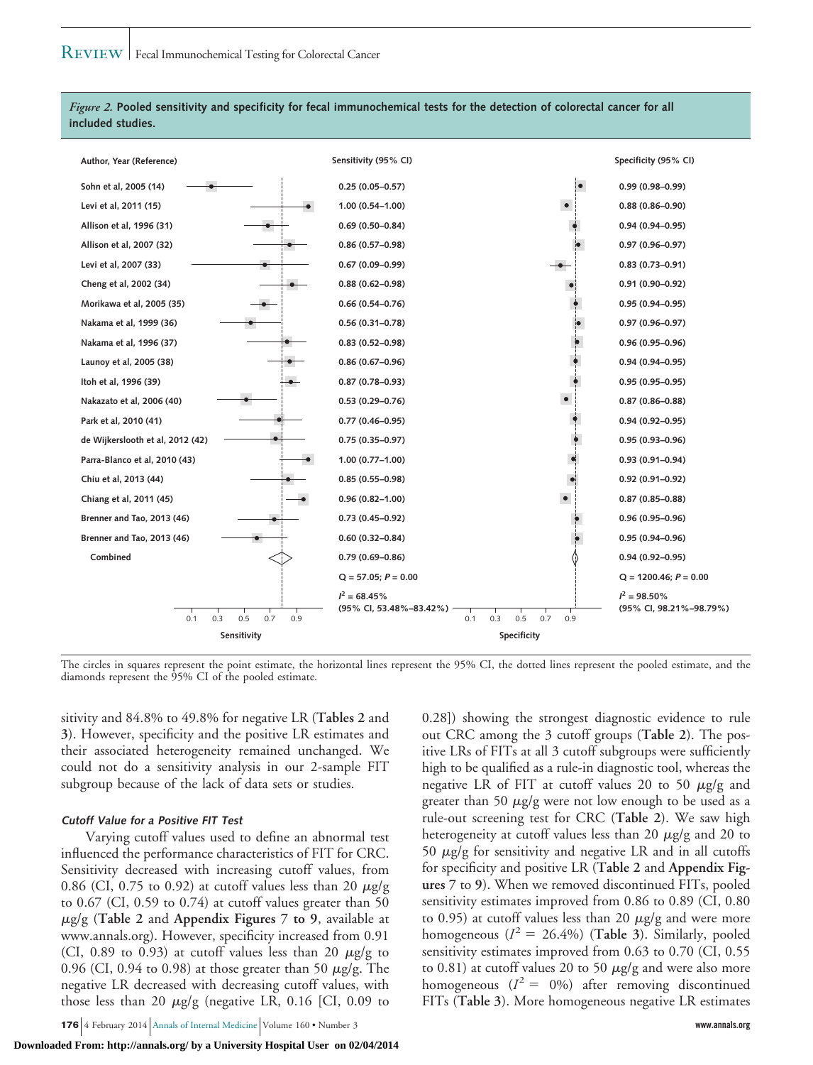*Figure 2.* **Pooled sensitivity and specificity for fecal immunochemical tests for the detection of colorectal cancer for all included studies.**

| Author, Year (Reference) | Sensitivity (95% CI) | Specificity (95% CI) |
|---|---|---|
| Sohn et al, 2005 (14) | 0.25 (0.05–0.57) | 0.99 (0.98–0.99) |
| Levi et al, 2011 (15) | 1.00 (0.54–1.00) | 0.88 (0.86–0.90) |
| Allison et al, 1996 (31) | 0.69 (0.50–0.84) | 0.94 (0.94–0.95) |
| Allison et al, 2007 (32) | 0.86 (0.57–0.98) | 0.97 (0.96–0.97) |
| Levi et al, 2007 (33) | 0.67 (0.09–0.99) | 0.83 (0.73–0.91) |
| Cheng et al, 2002 (34) | 0.88 (0.62–0.98) | 0.91 (0.90–0.92) |
| Morikawa et al, 2005 (35) | 0.66 (0.54–0.76) | 0.95 (0.94–0.95) |
| Nakama et al, 1999 (36) | 0.56 (0.31–0.78) | 0.97 (0.96–0.97) |
| Nakama et al, 1996 (37) | 0.83 (0.52–0.98) | 0.96 (0.95–0.96) |
| Launoy et al, 2005 (38) | 0.86 (0.67–0.96) | 0.94 (0.94–0.95) |
| Itoh et al, 1996 (39) | 0.87 (0.78–0.93) | 0.95 (0.95–0.95) |
| Nakazato et al, 2006 (40) | 0.53 (0.29–0.76) | 0.87 (0.86–0.88) |
| Park et al, 2010 (41) | 0.77 (0.46–0.95) | 0.94 (0.92–0.95) |
| de Wijkerslooth et al, 2012 (42) | 0.75 (0.35–0.97) | 0.95 (0.93–0.96) |
| Parra-Blanco et al, 2010 (43) | 1.00 (0.77–1.00) | 0.93 (0.91–0.94) |
| Chiu et al, 2013 (44) | 0.85 (0.55–0.98) | 0.92 (0.91–0.92) |
| Chiang et al, 2011 (45) | 0.96 (0.82–1.00) | 0.87 (0.85–0.88) |
| Brenner and Tao, 2013 (46) | 0.73 (0.45–0.92) | 0.96 (0.95–0.96) |
| Brenner and Tao, 2013 (46) | 0.60 (0.32–0.84) | 0.95 (0.94–0.96) |
| Combined | 0.79 (0.69–0.86) | 0.94 (0.92–0.95) |
| | Q = 57.05; $P$ = 0.00 | Q = 1200.46; $P$ = 0.00 |
| | $I^2$ = 68.45% (95% CI, 53.48%–83.42%) | $I^2$ = 98.50% (95% CI, 98.21%–98.79%) |

The circles in squares represent the point estimate, the horizontal lines represent the 95% CI, the dotted lines represent the pooled estimate, and the diamonds represent the 95% CI of the pooled estimate.

sitivity and 84.8% to 49.8% for negative LR (**Tables 2** and **3**). However, specificity and the positive LR estimates and their associated heterogeneity remained unchanged. We could not do a sensitivity analysis in our 2-sample FIT subgroup because of the lack of data sets or studies.

### *Cutoff Value for a Positive FIT Test*

Varying cutoff values used to define an abnormal test influenced the performance characteristics of FIT for CRC. Sensitivity decreased with increasing cutoff values, from 0.86 (CI, 0.75 to 0.92) at cutoff values less than 20 μg/g to 0.67 (CI, 0.59 to 0.74) at cutoff values greater than 50 μg/g (**Table 2** and **Appendix Figures 7 to 9**, available at www.annals.org). However, specificity increased from 0.91 (CI, 0.89 to 0.93) at cutoff values less than 20 μg/g to 0.96 (CI, 0.94 to 0.98) at those greater than 50 μg/g. The negative LR decreased with decreasing cutoff values, with those less than 20 μg/g (negative LR, 0.16 [CI, 0.09 to 0.28]) showing the strongest diagnostic evidence to rule out CRC among the 3 cutoff groups (**Table 2**). The positive LRs of FITs at all 3 cutoff subgroups were sufficiently high to be qualified as a rule-in diagnostic tool, whereas the negative LR of FIT at cutoff values 20 to 50 μg/g and greater than 50 μg/g were not low enough to be used as a rule-out screening test for CRC (**Table 2**). We saw high heterogeneity at cutoff values less than 20 μg/g and 20 to 50 μg/g for sensitivity and negative LR and in all cutoffs for specificity and positive LR (**Table 2** and **Appendix Figures 7** to **9**). When we removed discontinued FITs, pooled sensitivity estimates improved from 0.86 to 0.89 (CI, 0.80 to 0.95) at cutoff values less than 20 μg/g and were more homogeneous ($I^2$ = 26.4%) (**Table 3**). Similarly, pooled sensitivity estimates improved from 0.63 to 0.70 (CI, 0.55 to 0.81) at cutoff values 20 to 50 μg/g and were also more homogeneous ($I^2$ = 0%) after removing discontinued FITs (**Table 3**). More homogeneous negative LR estimates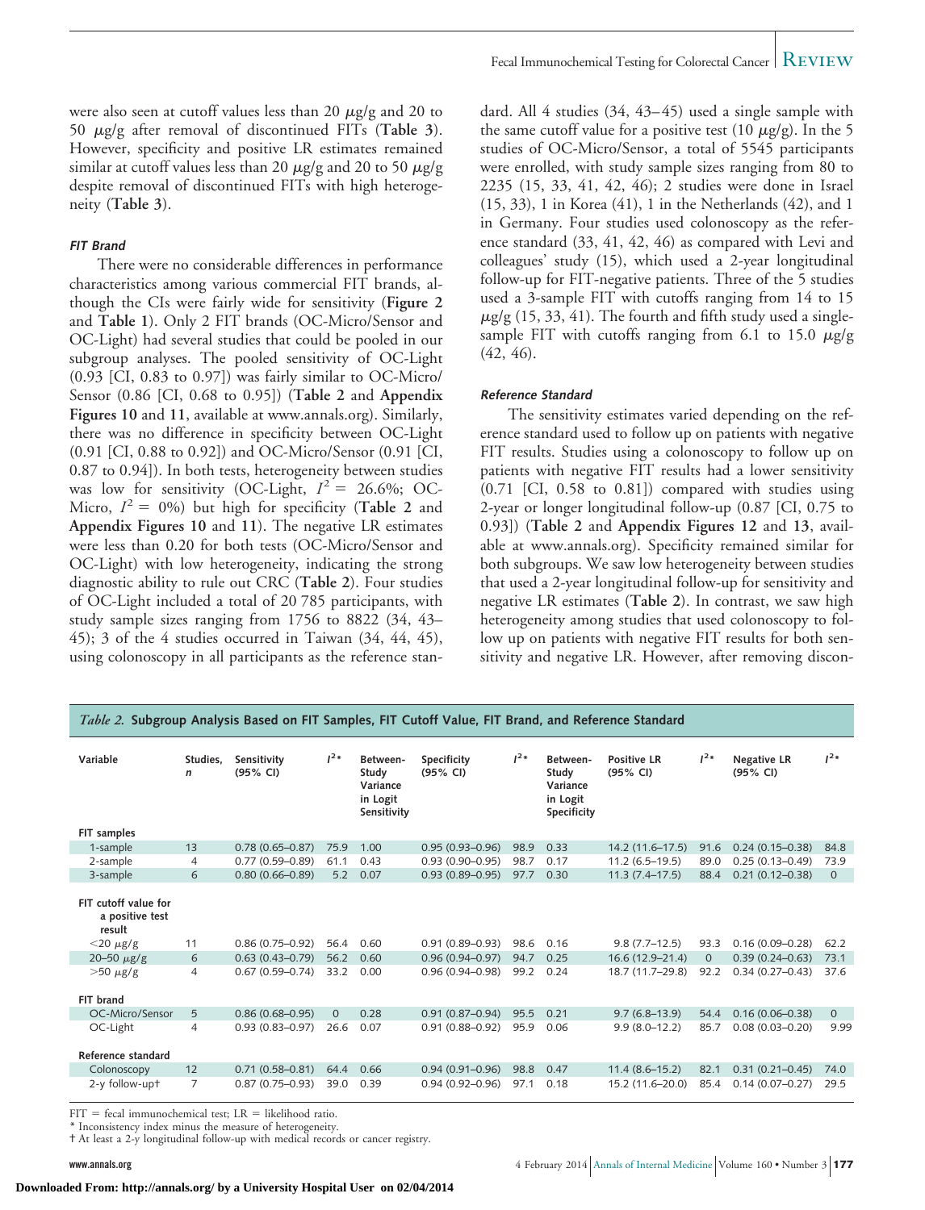were also seen at cutoff values less than 20 μg/g and 20 to 50 μg/g after removal of discontinued FITs (**Table 3**). However, specificity and positive LR estimates remained similar at cutoff values less than 20 μg/g and 20 to 50 μg/g despite removal of discontinued FITs with high heterogeneity (**Table 3**).

#### *FIT Brand*

There were no considerable differences in performance characteristics among various commercial FIT brands, although the CIs were fairly wide for sensitivity (**Figure 2** and **Table 1**). Only 2 FIT brands (OC-Micro/Sensor and OC-Light) had several studies that could be pooled in our subgroup analyses. The pooled sensitivity of OC-Light (0.93 [CI, 0.83 to 0.97]) was fairly similar to OC-Micro/Sensor (0.86 [CI, 0.68 to 0.95]) (**Table 2** and **Appendix Figures 10** and **11**, available at www.annals.org). Similarly, there was no difference in specificity between OC-Light (0.91 [CI, 0.88 to 0.92]) and OC-Micro/Sensor (0.91 [CI, 0.87 to 0.94]). In both tests, heterogeneity between studies was low for sensitivity (OC-Light, $I^2$ = 26.6%; OC-Micro, $I^2$ = 0%) but high for specificity (**Table 2** and **Appendix Figures 10** and **11**). The negative LR estimates were less than 0.20 for both tests (OC-Micro/Sensor and OC-Light) with low heterogeneity, indicating the strong diagnostic ability to rule out CRC (**Table 2**). Four studies of OC-Light included a total of 20 785 participants, with study sample sizes ranging from 1756 to 8822 (34, 43–45); 3 of the 4 studies occurred in Taiwan (34, 44, 45), using colonoscopy in all participants as the reference standard. All 4 studies (34, 43–45) used a single sample with the same cutoff value for a positive test (10 μg/g). In the 5 studies of OC-Micro/Sensor, a total of 5545 participants were enrolled, with study sample sizes ranging from 80 to 2235 (15, 33, 41, 42, 46); 2 studies were done in Israel (15, 33), 1 in Korea (41), 1 in the Netherlands (42), and 1 in Germany. Four studies used colonoscopy as the reference standard (33, 41, 42, 46) as compared with Levi and colleagues' study (15), which used a 2-year longitudinal follow-up for FIT-negative patients. Three of the 5 studies used a 3-sample FIT with cutoffs ranging from 14 to 15 μg/g (15, 33, 41). The fourth and fifth study used a single-sample FIT with cutoffs ranging from 6.1 to 15.0 μg/g (42, 46).

#### *Reference Standard*

The sensitivity estimates varied depending on the reference standard used to follow up on patients with negative FIT results. Studies using a colonoscopy to follow up on patients with negative FIT results had a lower sensitivity (0.71 [CI, 0.58 to 0.81]) compared with studies using 2-year or longer longitudinal follow-up (0.87 [CI, 0.75 to 0.93]) (**Table 2** and **Appendix Figures 12** and **13**, available at www.annals.org). Specificity remained similar for both subgroups. We saw low heterogeneity between studies that used a 2-year longitudinal follow-up for sensitivity and negative LR estimates (**Table 2**). In contrast, we saw high heterogeneity among studies that used colonoscopy to follow up on patients with negative FIT results for both sensitivity and negative LR. However, after removing discon-

*Table 2.* **Subgroup Analysis Based on FIT Samples, FIT Cutoff Value, FIT Brand, and Reference Standard**

| Variable | Studies, *n* | Sensitivity (95% CI) | $I^2$* | Between-Study Variance in Logit Sensitivity | Specificity (95% CI) | $I^2$* | Between-Study Variance in Logit Specificity | Positive LR (95% CI) | $I^2$* | Negative LR (95% CI) | $I^2$* |
|---|---|---|---|---|---|---|---|---|---|---|---|
| **FIT samples** | | | | | | | | | | | |
| 1-sample | 13 | 0.78 (0.65–0.87) | 75.9 | 1.00 | 0.95 (0.93–0.96) | 98.9 | 0.33 | 14.2 (11.6–17.5) | 91.6 | 0.24 (0.15–0.38) | 84.8 |
| 2-sample | 4 | 0.77 (0.59–0.89) | 61.1 | 0.43 | 0.93 (0.90–0.95) | 98.7 | 0.17 | 11.2 (6.5–19.5) | 89.0 | 0.25 (0.13–0.49) | 73.9 |
| 3-sample | 6 | 0.80 (0.66–0.89) | 5.2 | 0.07 | 0.93 (0.89–0.95) | 97.7 | 0.30 | 11.3 (7.4–17.5) | 88.4 | 0.21 (0.12–0.38) | 0 |
| **FIT cutoff value for a positive test result** | | | | | | | | | | | |
| <20 μg/g | 11 | 0.86 (0.75–0.92) | 56.4 | 0.60 | 0.91 (0.89–0.93) | 98.6 | 0.16 | 9.8 (7.7–12.5) | 93.3 | 0.16 (0.09–0.28) | 62.2 |
| 20–50 μg/g | 6 | 0.63 (0.43–0.79) | 56.2 | 0.60 | 0.96 (0.94–0.97) | 94.7 | 0.25 | 16.6 (12.9–21.4) | 0 | 0.39 (0.24–0.63) | 73.1 |
| >50 μg/g | 4 | 0.67 (0.59–0.74) | 33.2 | 0.00 | 0.96 (0.94–0.98) | 99.2 | 0.24 | 18.7 (11.7–29.8) | 92.2 | 0.34 (0.27–0.43) | 37.6 |
| **FIT brand** | | | | | | | | | | | |
| OC-Micro/Sensor | 5 | 0.86 (0.68–0.95) | 0 | 0.28 | 0.91 (0.87–0.94) | 95.5 | 0.21 | 9.7 (6.8–13.9) | 54.4 | 0.16 (0.06–0.38) | 0 |
| OC-Light | 4 | 0.93 (0.83–0.97) | 26.6 | 0.07 | 0.91 (0.88–0.92) | 95.9 | 0.06 | 9.9 (8.0–12.2) | 85.7 | 0.08 (0.03–0.20) | 9.99 |
| **Reference standard** | | | | | | | | | | | |
| Colonoscopy | 12 | 0.71 (0.58–0.81) | 64.4 | 0.66 | 0.94 (0.91–0.96) | 98.8 | 0.47 | 11.4 (8.6–15.2) | 82.1 | 0.31 (0.21–0.45) | 74.0 |
| 2-y follow-up† | 7 | 0.87 (0.75–0.93) | 39.0 | 0.39 | 0.94 (0.92–0.96) | 97.1 | 0.18 | 15.2 (11.6–20.0) | 85.4 | 0.14 (0.07–0.27) | 29.5 |

FIT = fecal immunochemical test; LR = likelihood ratio.
* Inconsistency index minus the measure of heterogeneity.
† At least a 2-y longitudinal follow-up with medical records or cancer registry.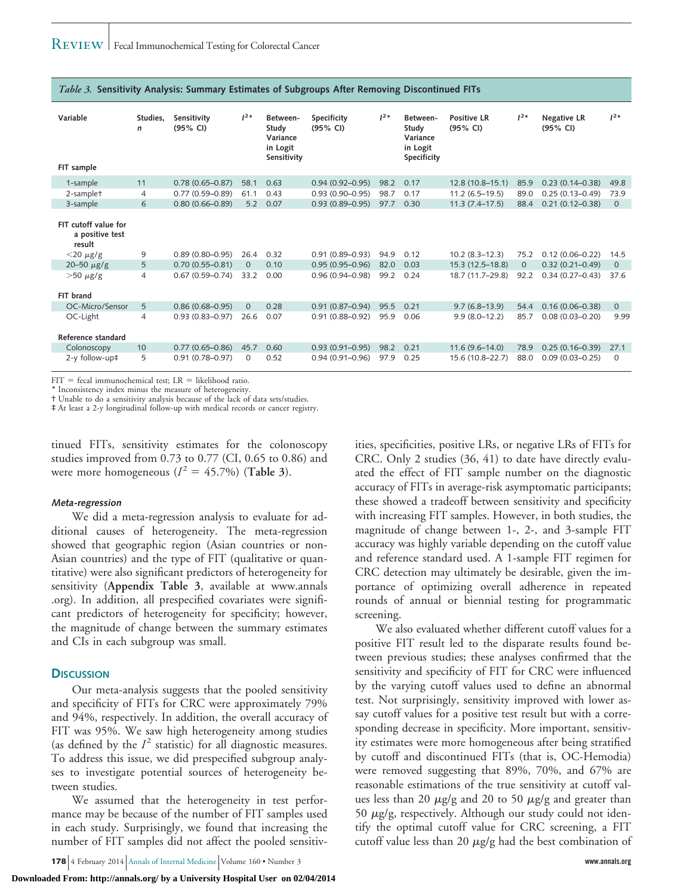*Table 3.* **Sensitivity Analysis: Summary Estimates of Subgroups After Removing Discontinued FITs**

| Variable | Studies, *n* | Sensitivity (95% CI) | $I^2$* | Between-Study Variance in Logit Sensitivity | Specificity (95% CI) | $I^2$* | Between-Study Variance in Logit Specificity | Positive LR (95% CI) | $I^2$* | Negative LR (95% CI) | $I^2$* |
|---|---|---|---|---|---|---|---|---|---|---|---|
| **FIT sample** | | | | | | | | | | | |
| 1-sample | 11 | 0.78 (0.65–0.87) | 58.1 | 0.63 | 0.94 (0.92–0.95) | 98.2 | 0.17 | 12.8 (10.8–15.1) | 85.9 | 0.23 (0.14–0.38) | 49.8 |
| 2-sample† | 4 | 0.77 (0.59–0.89) | 61.1 | 0.43 | 0.93 (0.90–0.95) | 98.7 | 0.17 | 11.2 (6.5–19.5) | 89.0 | 0.25 (0.13–0.49) | 73.9 |
| 3-sample | 6 | 0.80 (0.66–0.89) | 5.2 | 0.07 | 0.93 (0.89–0.95) | 97.7 | 0.30 | 11.3 (7.4–17.5) | 88.4 | 0.21 (0.12–0.38) | 0 |
| **FIT cutoff value for a positive test result** | | | | | | | | | | | |
| <20 μg/g | 9 | 0.89 (0.80–0.95) | 26.4 | 0.32 | 0.91 (0.89–0.93) | 94.9 | 0.12 | 10.2 (8.3–12.3) | 75.2 | 0.12 (0.06–0.22) | 14.5 |
| 20–50 μg/g | 5 | 0.70 (0.55–0.81) | 0 | 0.10 | 0.95 (0.95–0.96) | 82.0 | 0.03 | 15.3 (12.5–18.8) | 0 | 0.32 (0.21–0.49) | 0 |
| >50 μg/g | 4 | 0.67 (0.59–0.74) | 33.2 | 0.00 | 0.96 (0.94–0.98) | 99.2 | 0.24 | 18.7 (11.7–29.8) | 92.2 | 0.34 (0.27–0.43) | 37.6 |
| **FIT brand** | | | | | | | | | | | |
| OC-Micro/Sensor | 5 | 0.86 (0.68–0.95) | 0 | 0.28 | 0.91 (0.87–0.94) | 95.5 | 0.21 | 9.7 (6.8–13.9) | 54.4 | 0.16 (0.06–0.38) | 0 |
| OC-Light | 4 | 0.93 (0.83–0.97) | 26.6 | 0.07 | 0.91 (0.88–0.92) | 95.9 | 0.06 | 9.9 (8.0–12.2) | 85.7 | 0.08 (0.03–0.20) | 9.99 |
| **Reference standard** | | | | | | | | | | | |
| Colonoscopy | 10 | 0.77 (0.65–0.86) | 45.7 | 0.60 | 0.93 (0.91–0.95) | 98.2 | 0.21 | 11.6 (9.6–14.0) | 78.9 | 0.25 (0.16–0.39) | 27.1 |
| 2-y follow-up‡ | 5 | 0.91 (0.78–0.97) | 0 | 0.52 | 0.94 (0.91–0.96) | 97.9 | 0.25 | 15.6 (10.8–22.7) | 88.0 | 0.09 (0.03–0.25) | 0 |

FIT = fecal immunochemical test; LR = likelihood ratio.
\* Inconsistency index minus the measure of heterogeneity.
† Unable to do a sensitivity analysis because of the lack of data sets/studies.
‡ At least a 2-y longitudinal follow-up with medical records or cancer registry.

tinued FITs, sensitivity estimates for the colonoscopy studies improved from 0.73 to 0.77 (CI, 0.65 to 0.86) and were more homogeneous ($I^2$ = 45.7%) (**Table 3**).

#### *Meta-regression*

We did a meta-regression analysis to evaluate for additional causes of heterogeneity. The meta-regression showed that geographic region (Asian countries or non-Asian countries) and the type of FIT (qualitative or quantitative) were also significant predictors of heterogeneity for sensitivity (**Appendix Table 3**, available at www.annals.org). In addition, all prespecified covariates were significant predictors of heterogeneity for specificity; however, the magnitude of change between the summary estimates and CIs in each subgroup was small.

## Discussion

Our meta-analysis suggests that the pooled sensitivity and specificity of FITs for CRC were approximately 79% and 94%, respectively. In addition, the overall accuracy of FIT was 95%. We saw high heterogeneity among studies (as defined by the $I^2$ statistic) for all diagnostic measures. To address this issue, we did prespecified subgroup analyses to investigate potential sources of heterogeneity between studies.

We assumed that the heterogeneity in test performance may be because of the number of FIT samples used in each study. Surprisingly, we found that increasing the number of FIT samples did not affect the pooled sensitivities, specificities, positive LRs, or negative LRs of FITs for CRC. Only 2 studies (36, 41) to date have directly evaluated the effect of FIT sample number on the diagnostic accuracy of FITs in average-risk asymptomatic participants; these showed a tradeoff between sensitivity and specificity with increasing FIT samples. However, in both studies, the magnitude of change between 1-, 2-, and 3-sample FIT accuracy was highly variable depending on the cutoff value and reference standard used. A 1-sample FIT regimen for CRC detection may ultimately be desirable, given the importance of optimizing overall adherence in repeated rounds of annual or biennial testing for programmatic screening.

We also evaluated whether different cutoff values for a positive FIT result led to the disparate results found between previous studies; these analyses confirmed that the sensitivity and specificity of FIT for CRC were influenced by the varying cutoff values used to define an abnormal test. Not surprisingly, sensitivity improved with lower assay cutoff values for a positive test result but with a corresponding decrease in specificity. More important, sensitivity estimates were more homogeneous after being stratified by cutoff and discontinued FITs (that is, OC-Hemodia) were removed suggesting that 89%, 70%, and 67% are reasonable estimations of the true sensitivity at cutoff values less than 20 μg/g and 20 to 50 μg/g and greater than 50 μg/g, respectively. Although our study could not identify the optimal cutoff value for CRC screening, a FIT cutoff value less than 20 μg/g had the best combination of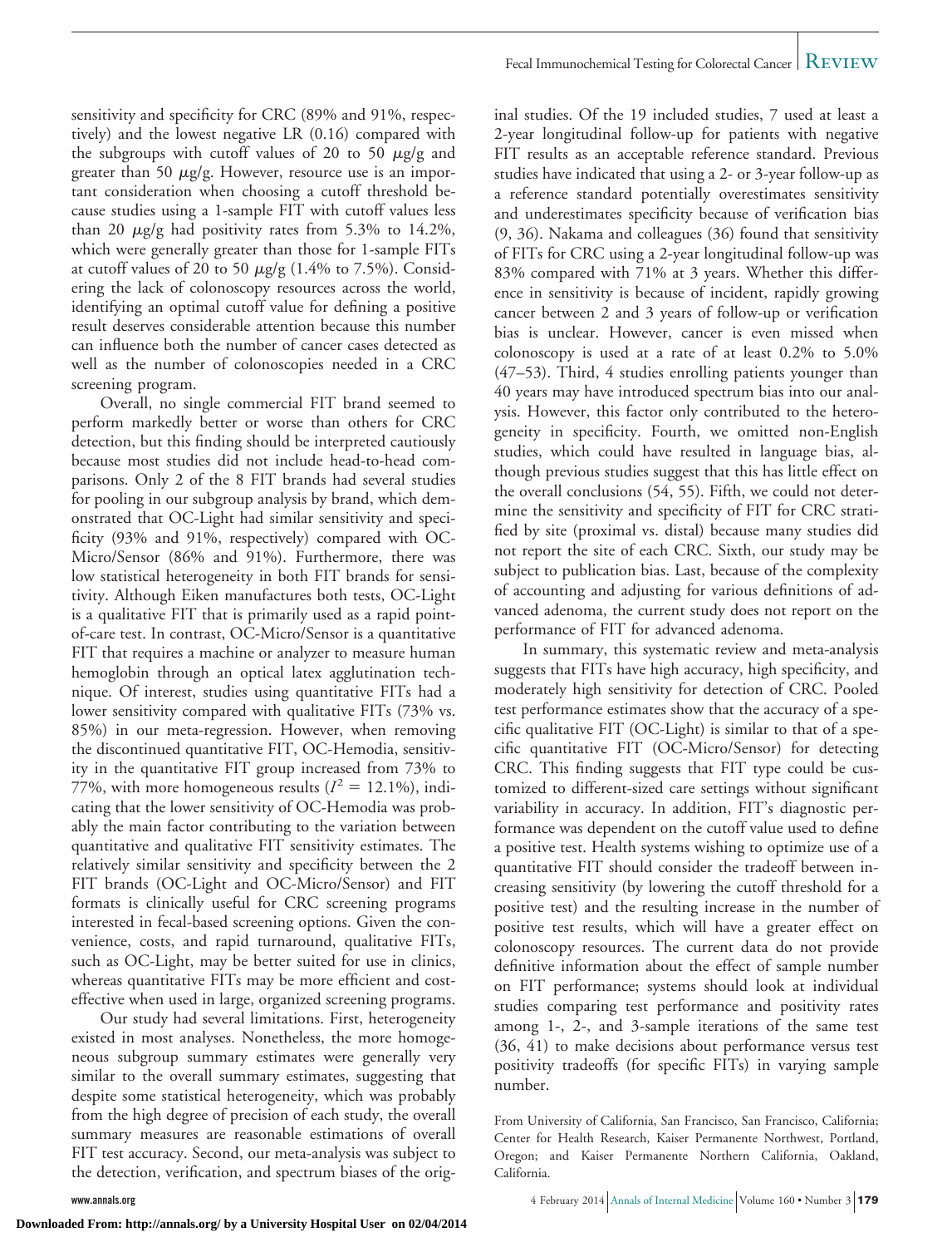sensitivity and specificity for CRC (89% and 91%, respectively) and the lowest negative LR (0.16) compared with the subgroups with cutoff values of 20 to 50 $\mu$g/g and greater than 50 $\mu$g/g. However, resource use is an important consideration when choosing a cutoff threshold because studies using a 1-sample FIT with cutoff values less than 20 $\mu$g/g had positivity rates from 5.3% to 14.2%, which were generally greater than those for 1-sample FITs at cutoff values of 20 to 50 $\mu$g/g (1.4% to 7.5%). Considering the lack of colonoscopy resources across the world, identifying an optimal cutoff value for defining a positive result deserves considerable attention because this number can influence both the number of cancer cases detected as well as the number of colonoscopies needed in a CRC screening program.

Overall, no single commercial FIT brand seemed to perform markedly better or worse than others for CRC detection, but this finding should be interpreted cautiously because most studies did not include head-to-head comparisons. Only 2 of the 8 FIT brands had several studies for pooling in our subgroup analysis by brand, which demonstrated that OC-Light had similar sensitivity and specificity (93% and 91%, respectively) compared with OC-Micro/Sensor (86% and 91%). Furthermore, there was low statistical heterogeneity in both FIT brands for sensitivity. Although Eiken manufactures both tests, OC-Light is a qualitative FIT that is primarily used as a rapid point-of-care test. In contrast, OC-Micro/Sensor is a quantitative FIT that requires a machine or analyzer to measure human hemoglobin through an optical latex agglutination technique. Of interest, studies using quantitative FITs had a lower sensitivity compared with qualitative FITs (73% vs. 85%) in our meta-regression. However, when removing the discontinued quantitative FIT, OC-Hemodia, sensitivity in the quantitative FIT group increased from 73% to 77%, with more homogeneous results ($I^2 = 12.1\%$), indicating that the lower sensitivity of OC-Hemodia was probably the main factor contributing to the variation between quantitative and qualitative FIT sensitivity estimates. The relatively similar sensitivity and specificity between the 2 FIT brands (OC-Light and OC-Micro/Sensor) and FIT formats is clinically useful for CRC screening programs interested in fecal-based screening options. Given the convenience, costs, and rapid turnaround, qualitative FITs, such as OC-Light, may be better suited for use in clinics, whereas quantitative FITs may be more efficient and cost-effective when used in large, organized screening programs.

Our study had several limitations. First, heterogeneity existed in most analyses. Nonetheless, the more homogeneous subgroup summary estimates were generally very similar to the overall summary estimates, suggesting that despite some statistical heterogeneity, which was probably from the high degree of precision of each study, the overall summary measures are reasonable estimations of overall FIT test accuracy. Second, our meta-analysis was subject to the detection, verification, and spectrum biases of the original studies. Of the 19 included studies, 7 used at least a 2-year longitudinal follow-up for patients with negative FIT results as an acceptable reference standard. Previous studies have indicated that using a 2- or 3-year follow-up as a reference standard potentially overestimates sensitivity and underestimates specificity because of verification bias (9, 36). Nakama and colleagues (36) found that sensitivity of FITs for CRC using a 2-year longitudinal follow-up was 83% compared with 71% at 3 years. Whether this difference in sensitivity is because of incident, rapidly growing cancer between 2 and 3 years of follow-up or verification bias is unclear. However, cancer is even missed when colonoscopy is used at a rate of at least 0.2% to 5.0% (47–53). Third, 4 studies enrolling patients younger than 40 years may have introduced spectrum bias into our analysis. However, this factor only contributed to the heterogeneity in specificity. Fourth, we omitted non-English studies, which could have resulted in language bias, although previous studies suggest that this has little effect on the overall conclusions (54, 55). Fifth, we could not determine the sensitivity and specificity of FIT for CRC stratified by site (proximal vs. distal) because many studies did not report the site of each CRC. Sixth, our study may be subject to publication bias. Last, because of the complexity of accounting and adjusting for various definitions of advanced adenoma, the current study does not report on the performance of FIT for advanced adenoma.

In summary, this systematic review and meta-analysis suggests that FITs have high accuracy, high specificity, and moderately high sensitivity for detection of CRC. Pooled test performance estimates show that the accuracy of a specific qualitative FIT (OC-Light) is similar to that of a specific quantitative FIT (OC-Micro/Sensor) for detecting CRC. This finding suggests that FIT type could be customized to different-sized care settings without significant variability in accuracy. In addition, FIT's diagnostic performance was dependent on the cutoff value used to define a positive test. Health systems wishing to optimize use of a quantitative FIT should consider the tradeoff between increasing sensitivity (by lowering the cutoff threshold for a positive test) and the resulting increase in the number of positive test results, which will have a greater effect on colonoscopy resources. The current data do not provide definitive information about the effect of sample number on FIT performance; systems should look at individual studies comparing test performance and positivity rates among 1-, 2-, and 3-sample iterations of the same test (36, 41) to make decisions about performance versus test positivity tradeoffs (for specific FITs) in varying sample number.

From University of California, San Francisco, San Francisco, California; Center for Health Research, Kaiser Permanente Northwest, Portland, Oregon; and Kaiser Permanente Northern California, Oakland, California.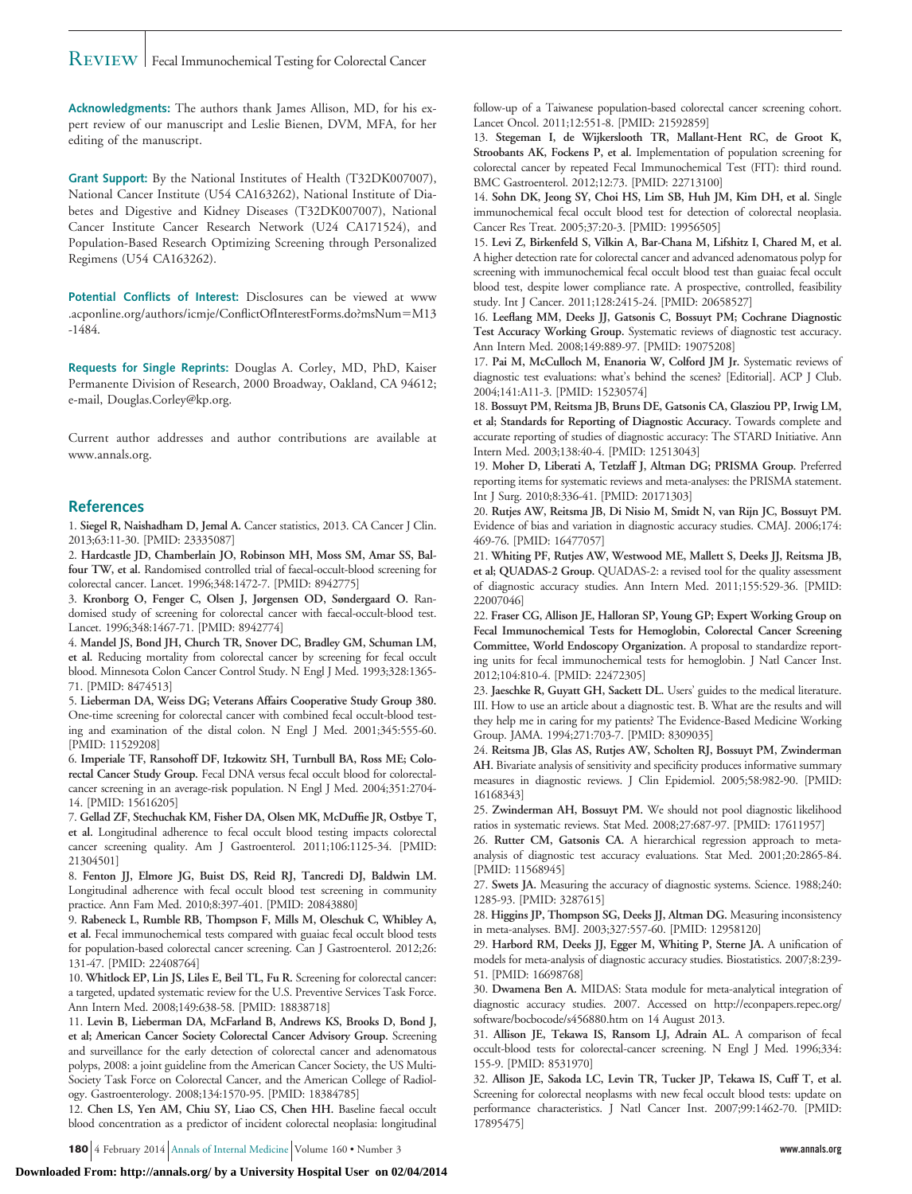**Acknowledgments:** The authors thank James Allison, MD, for his expert review of our manuscript and Leslie Bienen, DVM, MFA, for her editing of the manuscript.

**Grant Support:** By the National Institutes of Health (T32DK007007), National Cancer Institute (U54 CA163262), National Institute of Diabetes and Digestive and Kidney Diseases (T32DK007007), National Cancer Institute Cancer Research Network (U24 CA171524), and Population-Based Research Optimizing Screening through Personalized Regimens (U54 CA163262).

**Potential Conflicts of Interest:** Disclosures can be viewed at www.acponline.org/authors/icmje/ConflictOfInterestForms.do?msNum=M13-1484.

**Requests for Single Reprints:** Douglas A. Corley, MD, PhD, Kaiser Permanente Division of Research, 2000 Broadway, Oakland, CA 94612; e-mail, Douglas.Corley@kp.org.

Current author addresses and author contributions are available at www.annals.org.

## References

1. **Siegel R, Naishadham D, Jemal A.** Cancer statistics, 2013. CA Cancer J Clin. 2013;63:11-30. [PMID: 23335087]
2. **Hardcastle JD, Chamberlain JO, Robinson MH, Moss SM, Amar SS, Balfour TW, et al.** Randomised controlled trial of faecal-occult-blood screening for colorectal cancer. Lancet. 1996;348:1472-7. [PMID: 8942775]
3. **Kronborg O, Fenger C, Olsen J, Jørgensen OD, Søndergaard O.** Randomised study of screening for colorectal cancer with faecal-occult-blood test. Lancet. 1996;348:1467-71. [PMID: 8942774]
4. **Mandel JS, Bond JH, Church TR, Snover DC, Bradley GM, Schuman LM, et al.** Reducing mortality from colorectal cancer by screening for fecal occult blood. Minnesota Colon Cancer Control Study. N Engl J Med. 1993;328:1365-71. [PMID: 8474513]
5. **Lieberman DA, Weiss DG; Veterans Affairs Cooperative Study Group 380.** One-time screening for colorectal cancer with combined fecal occult-blood testing and examination of the distal colon. N Engl J Med. 2001;345:555-60. [PMID: 11529208]
6. **Imperiale TF, Ransohoff DF, Itzkowitz SH, Turnbull BA, Ross ME; Colorectal Cancer Study Group.** Fecal DNA versus fecal occult blood for colorectal-cancer screening in an average-risk population. N Engl J Med. 2004;351:2704-14. [PMID: 15616205]
7. **Gellad ZF, Stechuchak KM, Fisher DA, Olsen MK, McDuffie JR, Ostbye T, et al.** Longitudinal adherence to fecal occult blood testing impacts colorectal cancer screening quality. Am J Gastroenterol. 2011;106:1125-34. [PMID: 21304501]
8. **Fenton JJ, Elmore JG, Buist DS, Reid RJ, Tancredi DJ, Baldwin LM.** Longitudinal adherence with fecal occult blood test screening in community practice. Ann Fam Med. 2010;8:397-401. [PMID: 20843880]
9. **Rabeneck L, Rumble RB, Thompson F, Mills M, Oleschuk C, Whibley A, et al.** Fecal immunochemical tests compared with guaiac fecal occult blood tests for population-based colorectal cancer screening. Can J Gastroenterol. 2012;26:131-47. [PMID: 22408764]
10. **Whitlock EP, Lin JS, Liles E, Beil TL, Fu R.** Screening for colorectal cancer: a targeted, updated systematic review for the U.S. Preventive Services Task Force. Ann Intern Med. 2008;149:638-58. [PMID: 18838718]
11. **Levin B, Lieberman DA, McFarland B, Andrews KS, Brooks D, Bond J, et al; American Cancer Society Colorectal Cancer Advisory Group.** Screening and surveillance for the early detection of colorectal cancer and adenomatous polyps, 2008: a joint guideline from the American Cancer Society, the US Multi-Society Task Force on Colorectal Cancer, and the American College of Radiology. Gastroenterology. 2008;134:1570-95. [PMID: 18384785]
12. **Chen LS, Yen AM, Chiu SY, Liao CS, Chen HH.** Baseline faecal occult blood concentration as a predictor of incident colorectal neoplasia: longitudinal follow-up of a Taiwanese population-based colorectal cancer screening cohort. Lancet Oncol. 2011;12:551-8. [PMID: 21592859]
13. **Stegeman I, de Wijkerslooth TR, Mallant-Hent RC, de Groot K, Stroobants AK, Fockens P, et al.** Implementation of population screening for colorectal cancer by repeated Fecal Immunochemical Test (FIT): third round. BMC Gastroenterol. 2012;12:73. [PMID: 22713100]
14. **Sohn DK, Jeong SY, Choi HS, Lim SB, Huh JM, Kim DH, et al.** Single immunochemical fecal occult blood test for detection of colorectal neoplasia. Cancer Res Treat. 2005;37:20-3. [PMID: 19956505]
15. **Levi Z, Birkenfeld S, Vilkin A, Bar-Chana M, Lifshitz I, Chared M, et al.** A higher detection rate for colorectal cancer and advanced adenomatous polyp for screening with immunochemical fecal occult blood test than guaiac fecal occult blood test, despite lower compliance rate. A prospective, controlled, feasibility study. Int J Cancer. 2011;128:2415-24. [PMID: 20658527]
16. **Leeflang MM, Deeks JJ, Gatsonis C, Bossuyt PM; Cochrane Diagnostic Test Accuracy Working Group.** Systematic reviews of diagnostic test accuracy. Ann Intern Med. 2008;149:889-97. [PMID: 19075208]
17. **Pai M, McCulloch M, Enanoria W, Colford JM Jr.** Systematic reviews of diagnostic test evaluations: what's behind the scenes? [Editorial]. ACP J Club. 2004;141:A11-3. [PMID: 15230574]
18. **Bossuyt PM, Reitsma JB, Bruns DE, Gatsonis CA, Glasziou PP, Irwig LM, et al; Standards for Reporting of Diagnostic Accuracy.** Towards complete and accurate reporting of studies of diagnostic accuracy: The STARD Initiative. Ann Intern Med. 2003;138:40-4. [PMID: 12513043]
19. **Moher D, Liberati A, Tetzlaff J, Altman DG; PRISMA Group.** Preferred reporting items for systematic reviews and meta-analyses: the PRISMA statement. Int J Surg. 2010;8:336-41. [PMID: 20171303]
20. **Rutjes AW, Reitsma JB, Di Nisio M, Smidt N, van Rijn JC, Bossuyt PM.** Evidence of bias and variation in diagnostic accuracy studies. CMAJ. 2006;174:469-76. [PMID: 16477057]
21. **Whiting PF, Rutjes AW, Westwood ME, Mallett S, Deeks JJ, Reitsma JB, et al; QUADAS-2 Group.** QUADAS-2: a revised tool for the quality assessment of diagnostic accuracy studies. Ann Intern Med. 2011;155:529-36. [PMID: 22007046]
22. **Fraser CG, Allison JE, Halloran SP, Young GP; Expert Working Group on Fecal Immunochemical Tests for Hemoglobin, Colorectal Cancer Screening Committee, World Endoscopy Organization.** A proposal to standardize reporting units for fecal immunochemical tests for hemoglobin. J Natl Cancer Inst. 2012;104:810-4. [PMID: 22472305]
23. **Jaeschke R, Guyatt GH, Sackett DL.** Users' guides to the medical literature. III. How to use an article about a diagnostic test. B. What are the results and will they help me in caring for my patients? The Evidence-Based Medicine Working Group. JAMA. 1994;271:703-7. [PMID: 8309035]
24. **Reitsma JB, Glas AS, Rutjes AW, Scholten RJ, Bossuyt PM, Zwinderman AH.** Bivariate analysis of sensitivity and specificity produces informative summary measures in diagnostic reviews. J Clin Epidemiol. 2005;58:982-90. [PMID: 16168343]
25. **Zwinderman AH, Bossuyt PM.** We should not pool diagnostic likelihood ratios in systematic reviews. Stat Med. 2008;27:687-97. [PMID: 17611957]
26. **Rutter CM, Gatsonis CA.** A hierarchical regression approach to meta-analysis of diagnostic test accuracy evaluations. Stat Med. 2001;20:2865-84. [PMID: 11568945]
27. **Swets JA.** Measuring the accuracy of diagnostic systems. Science. 1988;240:1285-93. [PMID: 3287615]
28. **Higgins JP, Thompson SG, Deeks JJ, Altman DG.** Measuring inconsistency in meta-analyses. BMJ. 2003;327:557-60. [PMID: 12958120]
29. **Harbord RM, Deeks JJ, Egger M, Whiting P, Sterne JA.** A unification of models for meta-analysis of diagnostic accuracy studies. Biostatistics. 2007;8:239-51. [PMID: 16698768]
30. **Dwamena Ben A.** MIDAS: Stata module for meta-analytical integration of diagnostic accuracy studies. 2007. Accessed on http://econpapers.repec.org/software/bocbocode/s456880.htm on 14 August 2013.
31. **Allison JE, Tekawa IS, Ransom LJ, Adrain AL.** A comparison of fecal occult-blood tests for colorectal-cancer screening. N Engl J Med. 1996;334:155-9. [PMID: 8531970]
32. **Allison JE, Sakoda LC, Levin TR, Tucker JP, Tekawa IS, Cuff T, et al.** Screening for colorectal neoplasms with new fecal occult blood tests: update on performance characteristics. J Natl Cancer Inst. 2007;99:1462-70. [PMID: 17895475]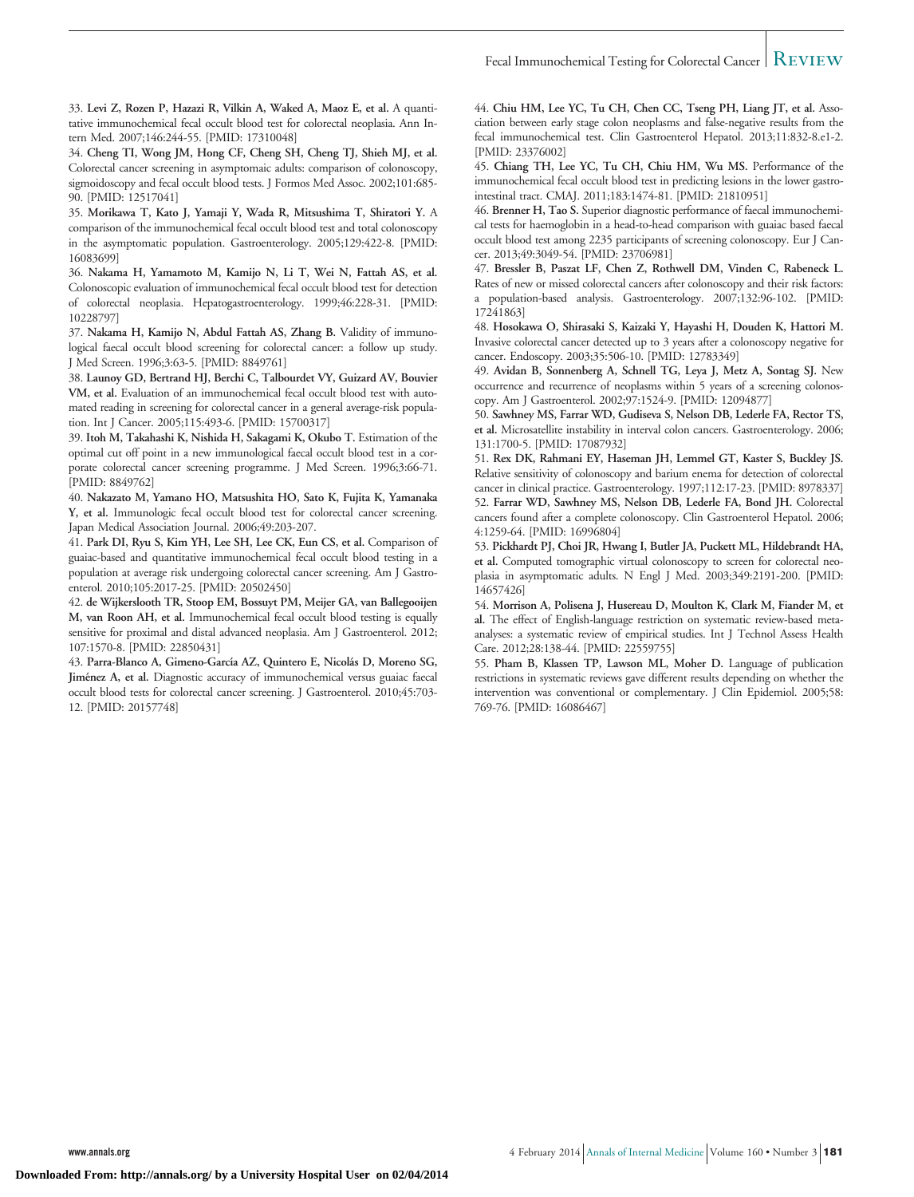33. **Levi Z, Rozen P, Hazazi R, Vilkin A, Waked A, Maoz E, et al.** A quantitative immunochemical fecal occult blood test for colorectal neoplasia. Ann Intern Med. 2007;146:244-55. [PMID: 17310048]

34. **Cheng TI, Wong JM, Hong CF, Cheng SH, Cheng TJ, Shieh MJ, et al.** Colorectal cancer screening in asymptomaic adults: comparison of colonoscopy, sigmoidoscopy and fecal occult blood tests. J Formos Med Assoc. 2002;101:685-90. [PMID: 12517041]

35. **Morikawa T, Kato J, Yamaji Y, Wada R, Mitsushima T, Shiratori Y.** A comparison of the immunochemical fecal occult blood test and total colonoscopy in the asymptomatic population. Gastroenterology. 2005;129:422-8. [PMID: 16083699]

36. **Nakama H, Yamamoto M, Kamijo N, Li T, Wei N, Fattah AS, et al.** Colonoscopic evaluation of immunochemical fecal occult blood test for detection of colorectal neoplasia. Hepatogastroenterology. 1999;46:228-31. [PMID: 10228797]

37. **Nakama H, Kamijo N, Abdul Fattah AS, Zhang B.** Validity of immunological faecal occult blood screening for colorectal cancer: a follow up study. J Med Screen. 1996;3:63-5. [PMID: 8849761]

38. **Launoy GD, Bertrand HJ, Berchi C, Talbourdet VY, Guizard AV, Bouvier VM, et al.** Evaluation of an immunochemical fecal occult blood test with automated reading in screening for colorectal cancer in a general average-risk population. Int J Cancer. 2005;115:493-6. [PMID: 15700317]

39. **Itoh M, Takahashi K, Nishida H, Sakagami K, Okubo T.** Estimation of the optimal cut off point in a new immunological faecal occult blood test in a corporate colorectal cancer screening programme. J Med Screen. 1996;3:66-71. [PMID: 8849762]

40. **Nakazato M, Yamano HO, Matsushita HO, Sato K, Fujita K, Yamanaka Y, et al.** Immunologic fecal occult blood test for colorectal cancer screening. Japan Medical Association Journal. 2006;49:203-207.

41. **Park DI, Ryu S, Kim YH, Lee SH, Lee CK, Eun CS, et al.** Comparison of guaiac-based and quantitative immunochemical fecal occult blood testing in a population at average risk undergoing colorectal cancer screening. Am J Gastroenterol. 2010;105:2017-25. [PMID: 20502450]

42. **de Wijkerslooth TR, Stoop EM, Bossuyt PM, Meijer GA, van Ballegooijen M, van Roon AH, et al.** Immunochemical fecal occult blood testing is equally sensitive for proximal and distal advanced neoplasia. Am J Gastroenterol. 2012; 107:1570-8. [PMID: 22850431]

43. **Parra-Blanco A, Gimeno-García AZ, Quintero E, Nicolás D, Moreno SG, Jiménez A, et al.** Diagnostic accuracy of immunochemical versus guaiac faecal occult blood tests for colorectal cancer screening. J Gastroenterol. 2010;45:703-12. [PMID: 20157748]

44. **Chiu HM, Lee YC, Tu CH, Chen CC, Tseng PH, Liang JT, et al.** Association between early stage colon neoplasms and false-negative results from the fecal immunochemical test. Clin Gastroenterol Hepatol. 2013;11:832-8.e1-2. [PMID: 23376002]

45. **Chiang TH, Lee YC, Tu CH, Chiu HM, Wu MS.** Performance of the immunochemical fecal occult blood test in predicting lesions in the lower gastrointestinal tract. CMAJ. 2011;183:1474-81. [PMID: 21810951]

46. **Brenner H, Tao S.** Superior diagnostic performance of faecal immunochemical tests for haemoglobin in a head-to-head comparison with guaiac based faecal occult blood test among 2235 participants of screening colonoscopy. Eur J Cancer. 2013;49:3049-54. [PMID: 23706981]

47. **Bressler B, Paszat LF, Chen Z, Rothwell DM, Vinden C, Rabeneck L.** Rates of new or missed colorectal cancers after colonoscopy and their risk factors: a population-based analysis. Gastroenterology. 2007;132:96-102. [PMID: 17241863]

48. **Hosokawa O, Shirasaki S, Kaizaki Y, Hayashi H, Douden K, Hattori M.** Invasive colorectal cancer detected up to 3 years after a colonoscopy negative for cancer. Endoscopy. 2003;35:506-10. [PMID: 12783349]

49. **Avidan B, Sonnenberg A, Schnell TG, Leya J, Metz A, Sontag SJ.** New occurrence and recurrence of neoplasms within 5 years of a screening colonoscopy. Am J Gastroenterol. 2002;97:1524-9. [PMID: 12094877]

50. **Sawhney MS, Farrar WD, Gudiseva S, Nelson DB, Lederle FA, Rector TS, et al.** Microsatellite instability in interval colon cancers. Gastroenterology. 2006; 131:1700-5. [PMID: 17087932]

51. **Rex DK, Rahmani EY, Haseman JH, Lemmel GT, Kaster S, Buckley JS.** Relative sensitivity of colonoscopy and barium enema for detection of colorectal cancer in clinical practice. Gastroenterology. 1997;112:17-23. [PMID: 8978337]

52. **Farrar WD, Sawhney MS, Nelson DB, Lederle FA, Bond JH.** Colorectal cancers found after a complete colonoscopy. Clin Gastroenterol Hepatol. 2006; 4:1259-64. [PMID: 16996804]

53. **Pickhardt PJ, Choi JR, Hwang I, Butler JA, Puckett ML, Hildebrandt HA, et al.** Computed tomographic virtual colonoscopy to screen for colorectal neoplasia in asymptomatic adults. N Engl J Med. 2003;349:2191-200. [PMID: 14657426]

54. **Morrison A, Polisena J, Husereau D, Moulton K, Clark M, Fiander M, et al.** The effect of English-language restriction on systematic review-based meta-analyses: a systematic review of empirical studies. Int J Technol Assess Health Care. 2012;28:138-44. [PMID: 22559755]

55. **Pham B, Klassen TP, Lawson ML, Moher D.** Language of publication restrictions in systematic reviews gave different results depending on whether the intervention was conventional or complementary. J Clin Epidemiol. 2005;58: 769-76. [PMID: 16086467]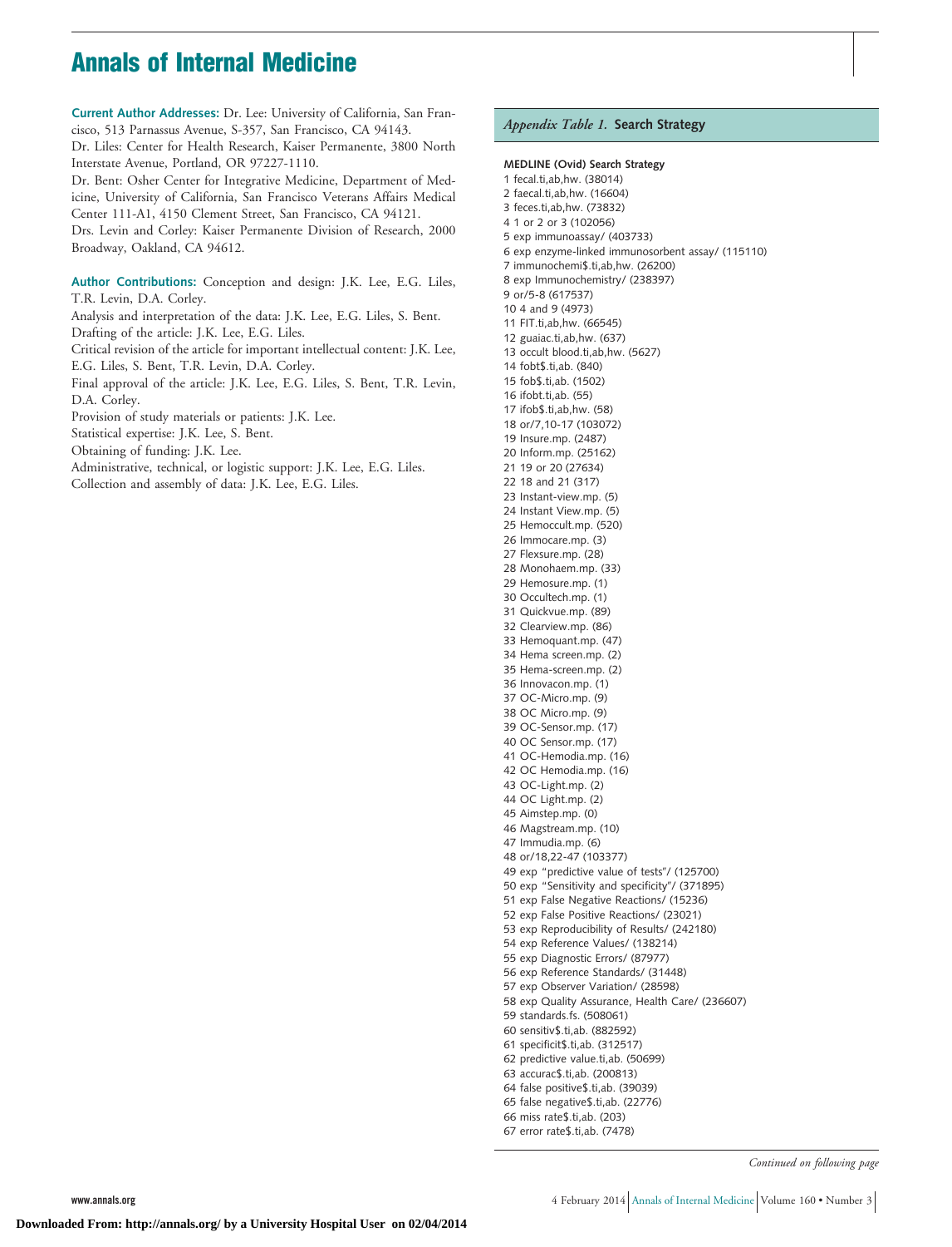**Current Author Addresses:** Dr. Lee: University of California, San Francisco, 513 Parnassus Avenue, S-357, San Francisco, CA 94143.

Dr. Liles: Center for Health Research, Kaiser Permanente, 3800 North Interstate Avenue, Portland, OR 97227-1110.

Dr. Bent: Osher Center for Integrative Medicine, Department of Medicine, University of California, San Francisco Veterans Affairs Medical Center 111-A1, 4150 Clement Street, San Francisco, CA 94121.

Drs. Levin and Corley: Kaiser Permanente Division of Research, 2000 Broadway, Oakland, CA 94612.

**Author Contributions:** Conception and design: J.K. Lee, E.G. Liles, T.R. Levin, D.A. Corley.

Analysis and interpretation of the data: J.K. Lee, E.G. Liles, S. Bent.

Drafting of the article: J.K. Lee, E.G. Liles.

Critical revision of the article for important intellectual content: J.K. Lee, E.G. Liles, S. Bent, T.R. Levin, D.A. Corley.

Final approval of the article: J.K. Lee, E.G. Liles, S. Bent, T.R. Levin, D.A. Corley.

Provision of study materials or patients: J.K. Lee.

Statistical expertise: J.K. Lee, S. Bent.

Obtaining of funding: J.K. Lee.

Administrative, technical, or logistic support: J.K. Lee, E.G. Liles.

Collection and assembly of data: J.K. Lee, E.G. Liles.

*Appendix Table 1.* **Search Strategy**

**MEDLINE (Ovid) Search Strategy**

1 fecal.ti,ab,hw. (38014)
2 faecal.ti,ab,hw. (16604)
3 feces.ti,ab,hw. (73832)
4 1 or 2 or 3 (102056)
5 exp immunoassay/ (403733)
6 exp enzyme-linked immunosorbent assay/ (115110)
7 immunochemi$.ti,ab,hw. (26200)
8 exp Immunochemistry/ (238397)
9 or/5-8 (617537)
10 4 and 9 (4973)
11 FIT.ti,ab,hw. (66545)
12 guaiac.ti,ab,hw. (637)
13 occult blood.ti,ab,hw. (5627)
14 fobt$.ti,ab. (840)
15 fob$.ti,ab. (1502)
16 ifobt.ti,ab. (55)
17 ifob$.ti,ab,hw. (58)
18 or/7,10-17 (103072)
19 Insure.mp. (2487)
20 Inform.mp. (25162)
21 19 or 20 (27634)
22 18 and 21 (317)
23 Instant-view.mp. (5)
24 Instant View.mp. (5)
25 Hemoccult.mp. (520)
26 Immocare.mp. (3)
27 Flexsure.mp. (28)
28 Monohaem.mp. (33)
29 Hemosure.mp. (1)
30 Occultech.mp. (1)
31 Quickvue.mp. (89)
32 Clearview.mp. (86)
33 Hemoquant.mp. (47)
34 Hema screen.mp. (2)
35 Hema-screen.mp. (2)
36 Innovacon.mp. (1)
37 OC-Micro.mp. (9)
38 OC Micro.mp. (9)
39 OC-Sensor.mp. (17)
40 OC Sensor.mp. (17)
41 OC-Hemodia.mp. (16)
42 OC Hemodia.mp. (16)
43 OC-Light.mp. (2)
44 OC Light.mp. (2)
45 Aimstep.mp. (0)
46 Magstream.mp. (10)
47 Immudia.mp. (6)
48 or/18,22-47 (103377)
49 exp "predictive value of tests"/ (125700)
50 exp "Sensitivity and specificity"/ (371895)
51 exp False Negative Reactions/ (15236)
52 exp False Positive Reactions/ (23021)
53 exp Reproducibility of Results/ (242180)
54 exp Reference Values/ (138214)
55 exp Diagnostic Errors/ (87977)
56 exp Reference Standards/ (31448)
57 exp Observer Variation/ (28598)
58 exp Quality Assurance, Health Care/ (236607)
59 standards.fs. (508061)
60 sensitiv$.ti,ab. (882592)
61 specificit$.ti,ab. (312517)
62 predictive value.ti,ab. (50699)
63 accurac$.ti,ab. (200813)
64 false positive$.ti,ab. (39039)
65 false negative$.ti,ab. (22776)
66 miss rate$.ti,ab. (203)
67 error rate$.ti,ab. (7478)

*Continued on following page*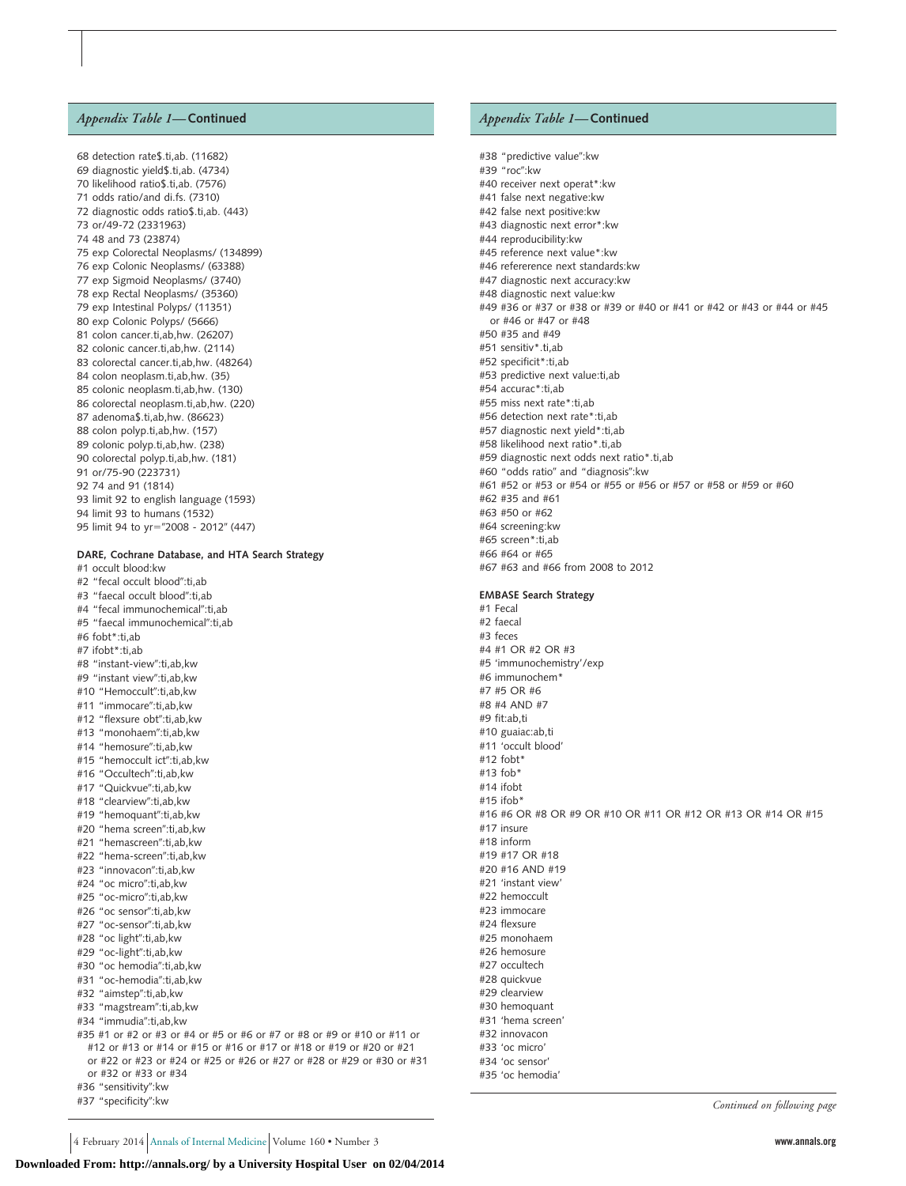### *Appendix Table 1*—Continued

68 detection rate$.ti,ab. (11682)
69 diagnostic yield$.ti,ab. (4734)
70 likelihood ratio$.ti,ab. (7576)
71 odds ratio/and di.fs. (7310)
72 diagnostic odds ratio$.ti,ab. (443)
73 or/49-72 (2331963)
74 48 and 73 (23874)
75 exp Colorectal Neoplasms/ (134899)
76 exp Colonic Neoplasms/ (63388)
77 exp Sigmoid Neoplasms/ (3740)
78 exp Rectal Neoplasms/ (35360)
79 exp Intestinal Polyps/ (11351)
80 exp Colonic Polyps/ (5666)
81 colon cancer.ti,ab,hw. (26207)
82 colonic cancer.ti,ab,hw. (2114)
83 colorectal cancer.ti,ab,hw. (48264)
84 colon neoplasm.ti,ab,hw. (35)
85 colonic neoplasm.ti,ab,hw. (130)
86 colorectal neoplasm.ti,ab,hw. (220)
87 adenoma$.ti,ab,hw. (86623)
88 colon polyp.ti,ab,hw. (157)
89 colonic polyp.ti,ab,hw. (238)
90 colorectal polyp.ti,ab,hw. (181)
91 or/75-90 (223731)
92 74 and 91 (1814)
93 limit 92 to english language (1593)
94 limit 93 to humans (1532)
95 limit 94 to yr="2008 - 2012" (447)

**DARE, Cochrane Database, and HTA Search Strategy**

#1 occult blood:kw
#2 "fecal occult blood":ti,ab
#3 "faecal occult blood":ti,ab
#4 "fecal immunochemical":ti,ab
#5 "faecal immunochemical":ti,ab
#6 fobt*:ti,ab
#7 ifobt*:ti,ab
#8 "instant-view":ti,ab,kw
#9 "instant view":ti,ab,kw
#10 "Hemoccult":ti,ab,kw
#11 "immocare":ti,ab,kw
#12 "flexsure obt":ti,ab,kw
#13 "monohaem":ti,ab,kw
#14 "hemosure":ti,ab,kw
#15 "hemoccult ict":ti,ab,kw
#16 "Occultech":ti,ab,kw
#17 "Quickvue":ti,ab,kw
#18 "clearview":ti,ab,kw
#19 "hemoquant":ti,ab,kw
#20 "hema screen":ti,ab,kw
#21 "hemascreen":ti,ab,kw
#22 "hema-screen":ti,ab,kw
#23 "innovacon":ti,ab,kw
#24 "oc micro":ti,ab,kw
#25 "oc-micro":ti,ab,kw
#26 "oc sensor":ti,ab,kw
#27 "oc-sensor":ti,ab,kw
#28 "oc light":ti,ab,kw
#29 "oc-light":ti,ab,kw
#30 "oc hemodia":ti,ab,kw
#31 "oc-hemodia":ti,ab,kw
#32 "aimstep":ti,ab,kw
#33 "magstream":ti,ab,kw
#34 "immudia":ti,ab,kw
#35 #1 or #2 or #3 or #4 or #5 or #6 or #7 or #8 or #9 or #10 or #11 or #12 or #13 or #14 or #15 or #16 or #17 or #18 or #19 or #20 or #21 or #22 or #23 or #24 or #25 or #26 or #27 or #28 or #29 or #30 or #31 or #32 or #33 or #34
#36 "sensitivity":kw
#37 "specificity":kw
#38 "predictive value":kw
#39 "roc":kw
#40 receiver next operat*:kw
#41 false next negative:kw
#42 false next positive:kw
#43 diagnostic next error*:kw
#44 reproducibility:kw
#45 reference next value*:kw
#46 refererence next standards:kw
#47 diagnostic next accuracy:kw
#48 diagnostic next value:kw
#49 #36 or #37 or #38 or #39 or #40 or #41 or #42 or #43 or #44 or #45 or #46 or #47 or #48
#50 #35 and #49
#51 sensitiv*.ti,ab
#52 specificit*:ti,ab
#53 predictive next value:ti,ab
#54 accurac*:ti,ab
#55 miss next rate*:ti,ab
#56 detection next rate*:ti,ab
#57 diagnostic next yield*:ti,ab
#58 likelihood next ratio*.ti,ab
#59 diagnostic next odds next ratio*.ti,ab
#60 "odds ratio" and "diagnosis":kw
#61 #52 or #53 or #54 or #55 or #56 or #57 or #58 or #59 or #60
#62 #35 and #61
#63 #50 or #62
#64 screening:kw
#65 screen*:ti,ab
#66 #64 or #65
#67 #63 and #66 from 2008 to 2012

**EMBASE Search Strategy**

#1 Fecal
#2 faecal
#3 feces
#4 #1 OR #2 OR #3
#5 'immunochemistry'/exp
#6 immunochem*
#7 #5 OR #6
#8 #4 AND #7
#9 fit:ab,ti
#10 guaiac:ab,ti
#11 'occult blood'
#12 fobt*
#13 fob*
#14 ifobt
#15 ifob*
#16 #6 OR #8 OR #9 OR #10 OR #11 OR #12 OR #13 OR #14 OR #15
#17 insure
#18 inform
#19 #17 OR #18
#20 #16 AND #19
#21 'instant view'
#22 hemoccult
#23 immocare
#24 flexsure
#25 monohaem
#26 hemosure
#27 occultech
#28 quickvue
#29 clearview
#30 hemoquant
#31 'hema screen'
#32 innovacon
#33 'oc micro'
#34 'oc sensor'
#35 'oc hemodia'

*Continued on following page*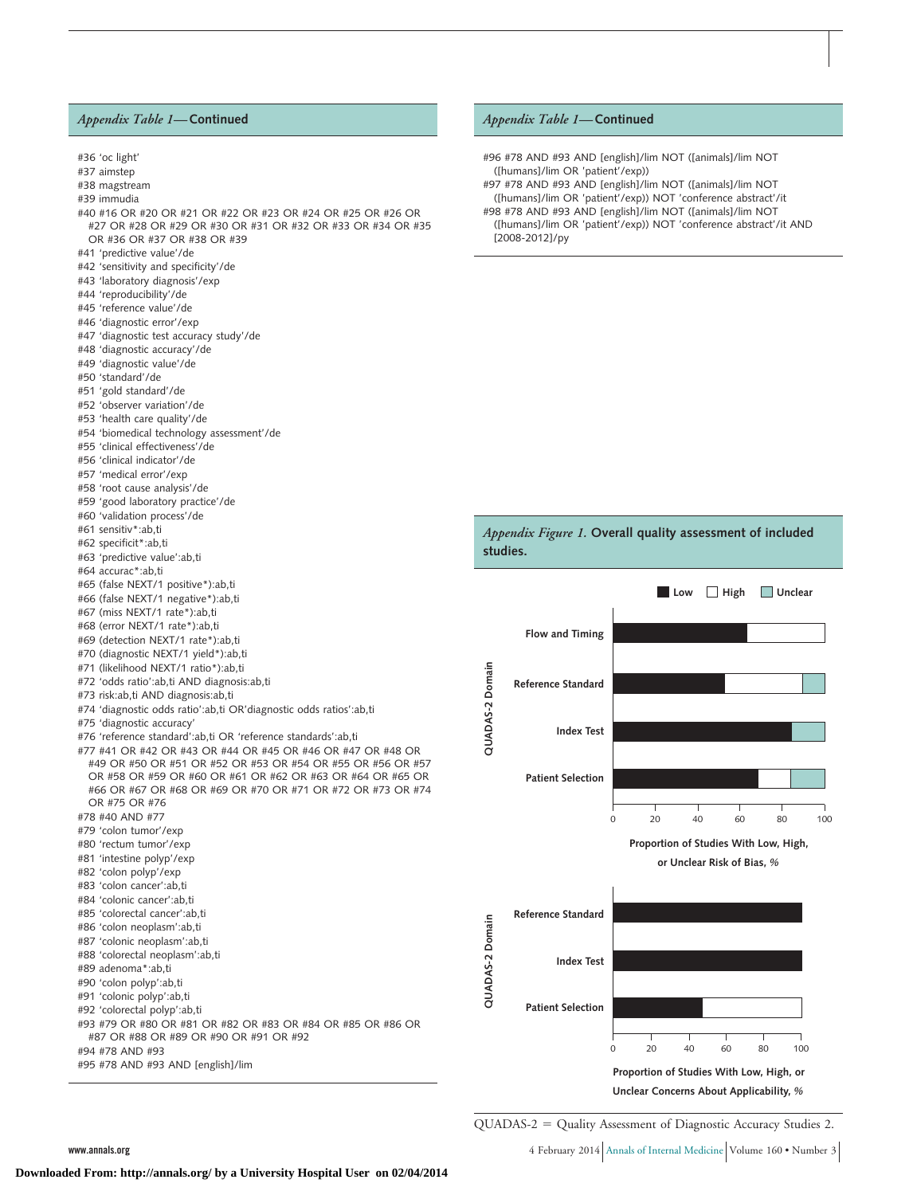*Appendix Table 1*—**Continued**

#36 'oc light'
#37 aimstep
#38 magstream
#39 immudia
#40 #16 OR #20 OR #21 OR #22 OR #23 OR #24 OR #25 OR #26 OR #27 OR #28 OR #29 OR #30 OR #31 OR #32 OR #33 OR #34 OR #35 OR #36 OR #37 OR #38 OR #39
#41 'predictive value'/de
#42 'sensitivity and specificity'/de
#43 'laboratory diagnosis'/exp
#44 'reproducibility'/de
#45 'reference value'/de
#46 'diagnostic error'/exp
#47 'diagnostic test accuracy study'/de
#48 'diagnostic accuracy'/de
#49 'diagnostic value'/de
#50 'standard'/de
#51 'gold standard'/de
#52 'observer variation'/de
#53 'health care quality'/de
#54 'biomedical technology assessment'/de
#55 'clinical effectiveness'/de
#56 'clinical indicator'/de
#57 'medical error'/exp
#58 'root cause analysis'/de
#59 'good laboratory practice'/de
#60 'validation process'/de
#61 sensitiv*:ab,ti
#62 specificit*:ab,ti
#63 'predictive value':ab,ti
#64 accurac*:ab,ti
#65 (false NEXT/1 positive*):ab,ti
#66 (false NEXT/1 negative*):ab,ti
#67 (miss NEXT/1 rate*):ab,ti
#68 (error NEXT/1 rate*):ab,ti
#69 (detection NEXT/1 rate*):ab,ti
#70 (diagnostic NEXT/1 yield*):ab,ti
#71 (likelihood NEXT/1 ratio*):ab,ti
#72 'odds ratio':ab,ti AND diagnosis:ab,ti
#73 risk:ab,ti AND diagnosis:ab,ti
#74 'diagnostic odds ratio':ab,ti OR'diagnostic odds ratios':ab,ti
#75 'diagnostic accuracy'
#76 'reference standard':ab,ti OR 'reference standards':ab,ti
#77 #41 OR #42 OR #43 OR #44 OR #45 OR #46 OR #47 OR #48 OR #49 OR #50 OR #51 OR #52 OR #53 OR #54 OR #55 OR #56 OR #57 OR #58 OR #59 OR #60 OR #61 OR #62 OR #63 OR #64 OR #65 OR #66 OR #67 OR #68 OR #69 OR #70 OR #71 OR #72 OR #73 OR #74 OR #75 OR #76
#78 #40 AND #77
#79 'colon tumor'/exp
#80 'rectum tumor'/exp
#81 'intestine polyp'/exp
#82 'colon polyp'/exp
#83 'colon cancer':ab,ti
#84 'colonic cancer':ab,ti
#85 'colorectal cancer':ab,ti
#86 'colon neoplasm':ab,ti
#87 'colonic neoplasm':ab,ti
#88 'colorectal neoplasm':ab,ti
#89 adenoma*:ab,ti
#90 'colon polyp':ab,ti
#91 'colonic polyp':ab,ti
#92 'colorectal polyp':ab,ti
#93 #79 OR #80 OR #81 OR #82 OR #83 OR #84 OR #85 OR #86 OR #87 OR #88 OR #89 OR #90 OR #91 OR #92
#94 #78 AND #93
#95 #78 AND #93 AND [english]/lim
#96 #78 AND #93 AND [english]/lim NOT ([animals]/lim NOT ([humans]/lim OR 'patient'/exp))
#97 #78 AND #93 AND [english]/lim NOT ([animals]/lim NOT ([humans]/lim OR 'patient'/exp)) NOT 'conference abstract'/it
#98 #78 AND #93 AND [english]/lim NOT ([animals]/lim NOT ([humans]/lim OR 'patient'/exp)) NOT 'conference abstract'/it AND [2008-2012]/py

*Appendix Figure 1.* **Overall quality assessment of included studies.**

QUADAS-2 = Quality Assessment of Diagnostic Accuracy Studies 2.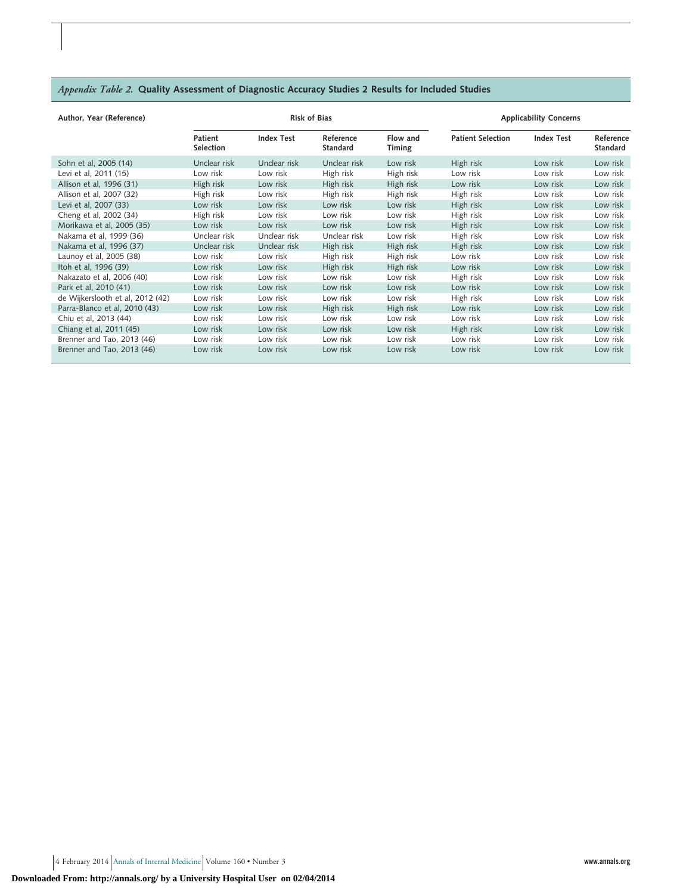*Appendix Table 2.* **Quality Assessment of Diagnostic Accuracy Studies 2 Results for Included Studies**

| Author, Year (Reference) | Risk of Bias | | | | Applicability Concerns | | |
|---|---|---|---|---|---|---|---|
| | Patient Selection | Index Test | Reference Standard | Flow and Timing | Patient Selection | Index Test | Reference Standard |
| Sohn et al, 2005 (14) | Unclear risk | Unclear risk | Unclear risk | Low risk | High risk | Low risk | Low risk |
| Levi et al, 2011 (15) | Low risk | Low risk | High risk | High risk | Low risk | Low risk | Low risk |
| Allison et al, 1996 (31) | High risk | Low risk | High risk | High risk | Low risk | Low risk | Low risk |
| Allison et al, 2007 (32) | High risk | Low risk | High risk | High risk | High risk | Low risk | Low risk |
| Levi et al, 2007 (33) | Low risk | Low risk | Low risk | Low risk | High risk | Low risk | Low risk |
| Cheng et al, 2002 (34) | High risk | Low risk | Low risk | Low risk | High risk | Low risk | Low risk |
| Morikawa et al, 2005 (35) | Low risk | Low risk | Low risk | Low risk | High risk | Low risk | Low risk |
| Nakama et al, 1999 (36) | Unclear risk | Unclear risk | Unclear risk | Low risk | High risk | Low risk | Low risk |
| Nakama et al, 1996 (37) | Unclear risk | Unclear risk | High risk | High risk | High risk | Low risk | Low risk |
| Launoy et al, 2005 (38) | Low risk | Low risk | High risk | High risk | Low risk | Low risk | Low risk |
| Itoh et al, 1996 (39) | Low risk | Low risk | High risk | High risk | Low risk | Low risk | Low risk |
| Nakazato et al, 2006 (40) | Low risk | Low risk | Low risk | Low risk | High risk | Low risk | Low risk |
| Park et al, 2010 (41) | Low risk | Low risk | Low risk | Low risk | Low risk | Low risk | Low risk |
| de Wijkerslooth et al, 2012 (42) | Low risk | Low risk | Low risk | Low risk | High risk | Low risk | Low risk |
| Parra-Blanco et al, 2010 (43) | Low risk | Low risk | High risk | High risk | Low risk | Low risk | Low risk |
| Chiu et al, 2013 (44) | Low risk | Low risk | Low risk | Low risk | Low risk | Low risk | Low risk |
| Chiang et al, 2011 (45) | Low risk | Low risk | Low risk | Low risk | High risk | Low risk | Low risk |
| Brenner and Tao, 2013 (46) | Low risk | Low risk | Low risk | Low risk | Low risk | Low risk | Low risk |
| Brenner and Tao, 2013 (46) | Low risk | Low risk | Low risk | Low risk | Low risk | Low risk | Low risk |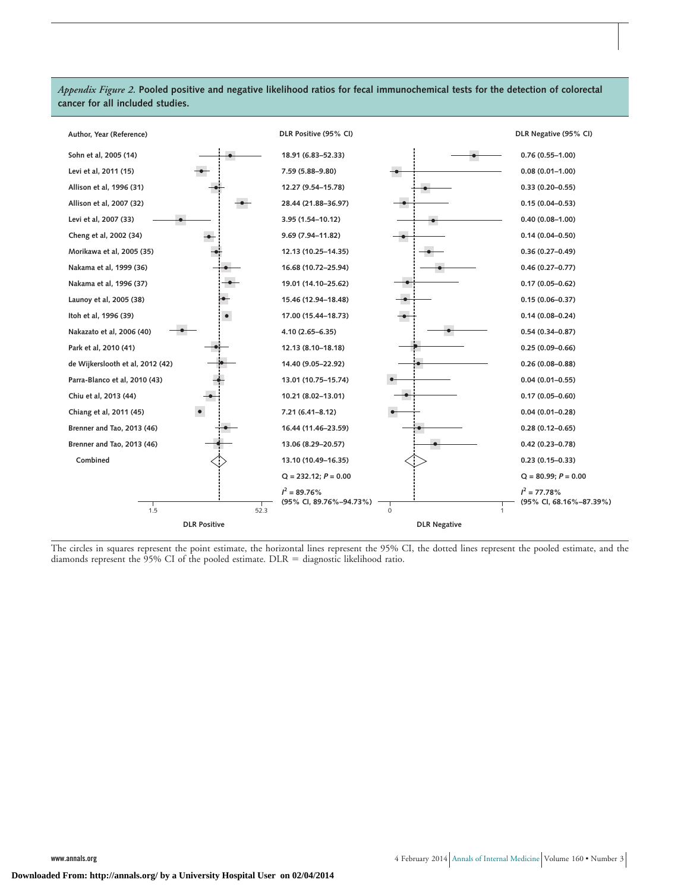*Appendix Figure 2.* **Pooled positive and negative likelihood ratios for fecal immunochemical tests for the detection of colorectal cancer for all included studies.**

| Author, Year (Reference) | DLR Positive (95% CI) | DLR Negative (95% CI) |
|---|---|---|
| Sohn et al, 2005 (14) | 18.91 (6.83–52.33) | 0.76 (0.55–1.00) |
| Levi et al, 2011 (15) | 7.59 (5.88–9.80) | 0.08 (0.01–1.00) |
| Allison et al, 1996 (31) | 12.27 (9.54–15.78) | 0.33 (0.20–0.55) |
| Allison et al, 2007 (32) | 28.44 (21.88–36.97) | 0.15 (0.04–0.53) |
| Levi et al, 2007 (33) | 3.95 (1.54–10.12) | 0.40 (0.08–1.00) |
| Cheng et al, 2002 (34) | 9.69 (7.94–11.82) | 0.14 (0.04–0.50) |
| Morikawa et al, 2005 (35) | 12.13 (10.25–14.35) | 0.36 (0.27–0.49) |
| Nakama et al, 1999 (36) | 16.68 (10.72–25.94) | 0.46 (0.27–0.77) |
| Nakama et al, 1996 (37) | 19.01 (14.10–25.62) | 0.17 (0.05–0.62) |
| Launoy et al, 2005 (38) | 15.46 (12.94–18.48) | 0.15 (0.06–0.37) |
| Itoh et al, 1996 (39) | 17.00 (15.44–18.73) | 0.14 (0.08–0.24) |
| Nakazato et al, 2006 (40) | 4.10 (2.65–6.35) | 0.54 (0.34–0.87) |
| Park et al, 2010 (41) | 12.13 (8.10–18.18) | 0.25 (0.09–0.66) |
| de Wijkerslooth et al, 2012 (42) | 14.40 (9.05–22.92) | 0.26 (0.08–0.88) |
| Parra-Blanco et al, 2010 (43) | 13.01 (10.75–15.74) | 0.04 (0.01–0.55) |
| Chiu et al, 2013 (44) | 10.21 (8.02–13.01) | 0.17 (0.05–0.60) |
| Chiang et al, 2011 (45) | 7.21 (6.41–8.12) | 0.04 (0.01–0.28) |
| Brenner and Tao, 2013 (46) | 16.44 (11.46–23.59) | 0.28 (0.12–0.65) |
| Brenner and Tao, 2013 (46) | 13.06 (8.29–20.57) | 0.42 (0.23–0.78) |
| Combined | 13.10 (10.49–16.35) | 0.23 (0.15–0.33) |
| | Q = 232.12; $P$ = 0.00 | Q = 80.99; $P$ = 0.00 |
| | $I^2$ = 89.76% (95% CI, 89.76%–94.73%) | $I^2$ = 77.78% (95% CI, 68.16%–87.39%) |

DLR Positive axis: 1.5 – 52.3; DLR Negative axis: 0 – 1

The circles in squares represent the point estimate, the horizontal lines represent the 95% CI, the dotted lines represent the pooled estimate, and the diamonds represent the 95% CI of the pooled estimate. DLR = diagnostic likelihood ratio.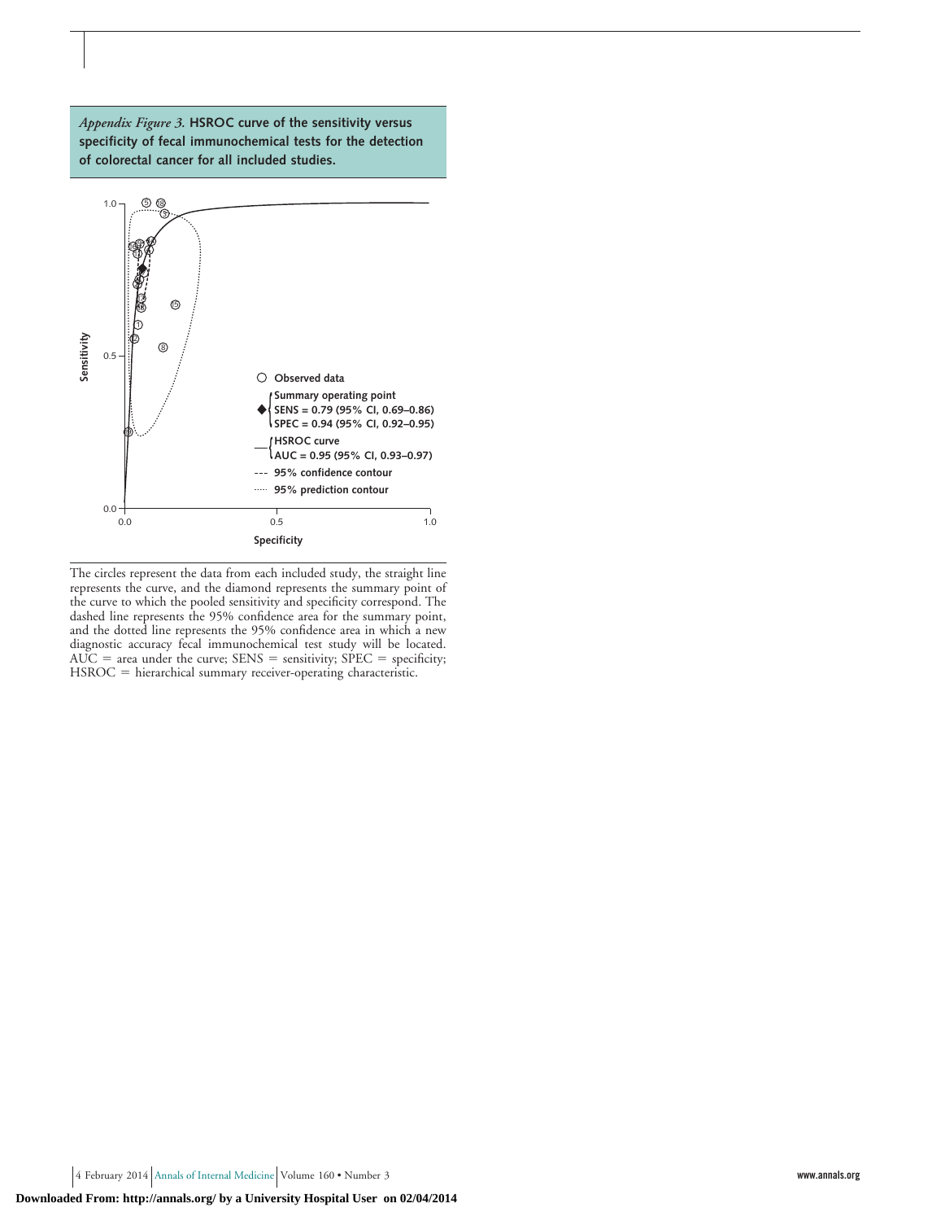*Appendix Figure 3.* **HSROC curve of the sensitivity versus specificity of fecal immunochemical tests for the detection of colorectal cancer for all included studies.**

The circles represent the data from each included study, the straight line represents the curve, and the diamond represents the summary point of the curve to which the pooled sensitivity and specificity correspond. The dashed line represents the 95% confidence area for the summary point, and the dotted line represents the 95% confidence area in which a new diagnostic accuracy fecal immunochemical test study will be located. AUC = area under the curve; SENS = sensitivity; SPEC = specificity; HSROC = hierarchical summary receiver-operating characteristic.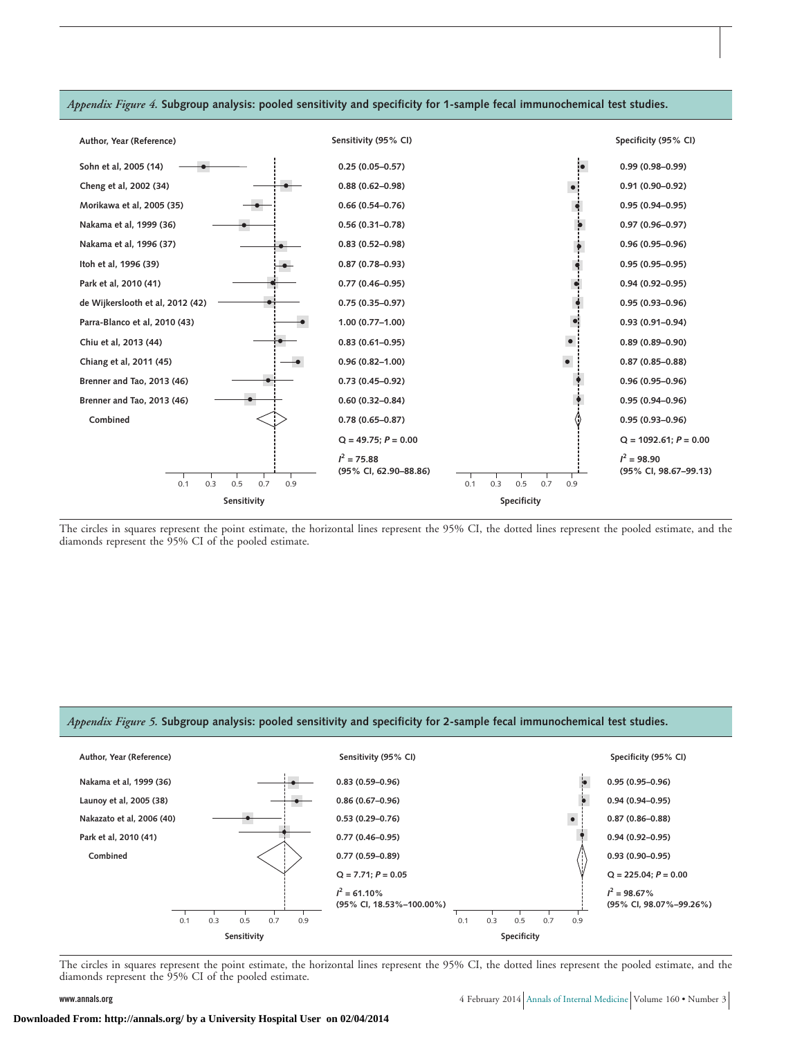*Appendix Figure 4.* **Subgroup analysis: pooled sensitivity and specificity for 1-sample fecal immunochemical test studies.**

| Author, Year (Reference) | Sensitivity (95% CI) | Specificity (95% CI) |
|---|---|---|
| Sohn et al, 2005 (14) | 0.25 (0.05–0.57) | 0.99 (0.98–0.99) |
| Cheng et al, 2002 (34) | 0.88 (0.62–0.98) | 0.91 (0.90–0.92) |
| Morikawa et al, 2005 (35) | 0.66 (0.54–0.76) | 0.95 (0.94–0.95) |
| Nakama et al, 1999 (36) | 0.56 (0.31–0.78) | 0.97 (0.96–0.97) |
| Nakama et al, 1996 (37) | 0.83 (0.52–0.98) | 0.96 (0.95–0.96) |
| Itoh et al, 1996 (39) | 0.87 (0.78–0.93) | 0.95 (0.95–0.95) |
| Park et al, 2010 (41) | 0.77 (0.46–0.95) | 0.94 (0.92–0.95) |
| de Wijkerslooth et al, 2012 (42) | 0.75 (0.35–0.97) | 0.95 (0.93–0.96) |
| Parra-Blanco et al, 2010 (43) | 1.00 (0.77–1.00) | 0.93 (0.91–0.94) |
| Chiu et al, 2013 (44) | 0.83 (0.61–0.95) | 0.89 (0.89–0.90) |
| Chiang et al, 2011 (45) | 0.96 (0.82–1.00) | 0.87 (0.85–0.88) |
| Brenner and Tao, 2013 (46) | 0.73 (0.45–0.92) | 0.96 (0.95–0.96) |
| Brenner and Tao, 2013 (46) | 0.60 (0.32–0.84) | 0.95 (0.94–0.96) |
| Combined | 0.78 (0.65–0.87) | 0.95 (0.93–0.96) |
| | $Q = 49.75$; $P = 0.00$ | $Q = 1092.61$; $P = 0.00$ |
| | $I^2 = 75.88$ (95% CI, 62.90–88.86) | $I^2 = 98.90$ (95% CI, 98.67–99.13) |

The circles in squares represent the point estimate, the horizontal lines represent the 95% CI, the dotted lines represent the pooled estimate, and the diamonds represent the 95% CI of the pooled estimate.

*Appendix Figure 5.* **Subgroup analysis: pooled sensitivity and specificity for 2-sample fecal immunochemical test studies.**

| Author, Year (Reference) | Sensitivity (95% CI) | Specificity (95% CI) |
|---|---|---|
| Nakama et al, 1999 (36) | 0.83 (0.59–0.96) | 0.95 (0.95–0.96) |
| Launoy et al, 2005 (38) | 0.86 (0.67–0.96) | 0.94 (0.94–0.95) |
| Nakazato et al, 2006 (40) | 0.53 (0.29–0.76) | 0.87 (0.86–0.88) |
| Park et al, 2010 (41) | 0.77 (0.46–0.95) | 0.94 (0.92–0.95) |
| Combined | 0.77 (0.59–0.89) | 0.93 (0.90–0.95) |
| | $Q = 7.71$; $P = 0.05$ | $Q = 225.04$; $P = 0.00$ |
| | $I^2 = 61.10\%$ (95% CI, 18.53%–100.00%) | $I^2 = 98.67\%$ (95% CI, 98.07%–99.26%) |

The circles in squares represent the point estimate, the horizontal lines represent the 95% CI, the dotted lines represent the pooled estimate, and the diamonds represent the 95% CI of the pooled estimate.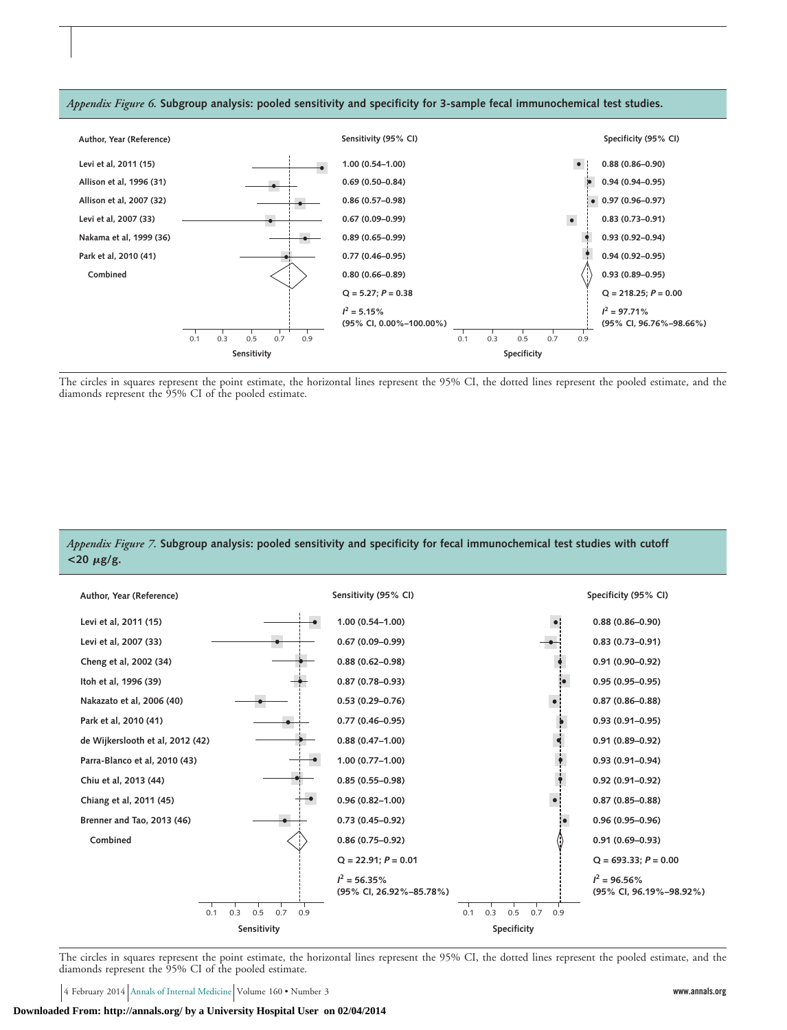*Appendix Figure 6.* **Subgroup analysis: pooled sensitivity and specificity for 3-sample fecal immunochemical test studies.**

| Author, Year (Reference) | Sensitivity (95% CI) | Specificity (95% CI) |
|---|---|---|
| Levi et al, 2011 (15) | 1.00 (0.54–1.00) | 0.88 (0.86–0.90) |
| Allison et al, 1996 (31) | 0.69 (0.50–0.84) | 0.94 (0.94–0.95) |
| Allison et al, 2007 (32) | 0.86 (0.57–0.98) | 0.97 (0.96–0.97) |
| Levi et al, 2007 (33) | 0.67 (0.09–0.99) | 0.83 (0.73–0.91) |
| Nakama et al, 1999 (36) | 0.89 (0.65–0.99) | 0.93 (0.92–0.94) |
| Park et al, 2010 (41) | 0.77 (0.46–0.95) | 0.94 (0.92–0.95) |
| Combined | 0.80 (0.66–0.89) | 0.93 (0.89–0.95) |
| | Q = 5.27; $P$ = 0.38 | Q = 218.25; $P$ = 0.00 |
| | $I^2$ = 5.15% (95% CI, 0.00%–100.00%) | $I^2$ = 97.71% (95% CI, 96.76%–98.66%) |

The circles in squares represent the point estimate, the horizontal lines represent the 95% CI, the dotted lines represent the pooled estimate, and the diamonds represent the 95% CI of the pooled estimate.

*Appendix Figure 7.* **Subgroup analysis: pooled sensitivity and specificity for fecal immunochemical test studies with cutoff <20 μg/g.**

| Author, Year (Reference) | Sensitivity (95% CI) | Specificity (95% CI) |
|---|---|---|
| Levi et al, 2011 (15) | 1.00 (0.54–1.00) | 0.88 (0.86–0.90) |
| Levi et al, 2007 (33) | 0.67 (0.09–0.99) | 0.83 (0.73–0.91) |
| Cheng et al, 2002 (34) | 0.88 (0.62–0.98) | 0.91 (0.90–0.92) |
| Itoh et al, 1996 (39) | 0.87 (0.78–0.93) | 0.95 (0.95–0.95) |
| Nakazato et al, 2006 (40) | 0.53 (0.29–0.76) | 0.87 (0.86–0.88) |
| Park et al, 2010 (41) | 0.77 (0.46–0.95) | 0.93 (0.91–0.95) |
| de Wijkerslooth et al, 2012 (42) | 0.88 (0.47–1.00) | 0.91 (0.89–0.92) |
| Parra-Blanco et al, 2010 (43) | 1.00 (0.77–1.00) | 0.93 (0.91–0.94) |
| Chiu et al, 2013 (44) | 0.85 (0.55–0.98) | 0.92 (0.91–0.92) |
| Chiang et al, 2011 (45) | 0.96 (0.82–1.00) | 0.87 (0.85–0.88) |
| Brenner and Tao, 2013 (46) | 0.73 (0.45–0.92) | 0.96 (0.95–0.96) |
| Combined | 0.86 (0.75–0.92) | 0.91 (0.69–0.93) |
| | Q = 22.91; $P$ = 0.01 | Q = 693.33; $P$ = 0.00 |
| | $I^2$ = 56.35% (95% CI, 26.92%–85.78%) | $I^2$ = 96.56% (95% CI, 96.19%–98.92%) |

The circles in squares represent the point estimate, the horizontal lines represent the 95% CI, the dotted lines represent the pooled estimate, and the diamonds represent the 95% CI of the pooled estimate.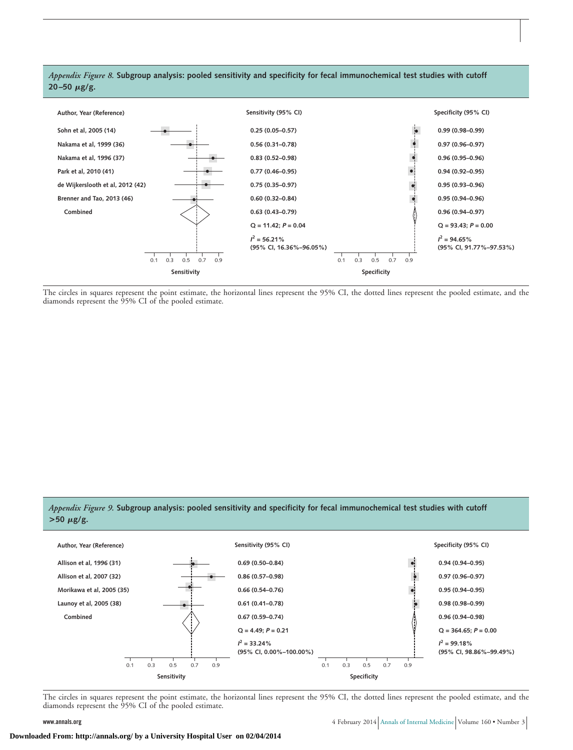*Appendix Figure 8.* **Subgroup analysis: pooled sensitivity and specificity for fecal immunochemical test studies with cutoff 20–50 μg/g.**

| Author, Year (Reference) | Sensitivity (95% CI) | Specificity (95% CI) |
|---|---|---|
| Sohn et al, 2005 (14) | 0.25 (0.05–0.57) | 0.99 (0.98–0.99) |
| Nakama et al, 1999 (36) | 0.56 (0.31–0.78) | 0.97 (0.96–0.97) |
| Nakama et al, 1996 (37) | 0.83 (0.52–0.98) | 0.96 (0.95–0.96) |
| Park et al, 2010 (41) | 0.77 (0.46–0.95) | 0.94 (0.92–0.95) |
| de Wijkerslooth et al, 2012 (42) | 0.75 (0.35–0.97) | 0.95 (0.93–0.96) |
| Brenner and Tao, 2013 (46) | 0.60 (0.32–0.84) | 0.95 (0.94–0.96) |
| Combined | 0.63 (0.43–0.79) | 0.96 (0.94–0.97) |
| | Q = 11.42; $P$ = 0.04 | Q = 93.43; $P$ = 0.00 |
| | $I^2$ = 56.21% (95% CI, 16.36%–96.05%) | $I^2$ = 94.65% (95% CI, 91.77%–97.53%) |

The circles in squares represent the point estimate, the horizontal lines represent the 95% CI, the dotted lines represent the pooled estimate, and the diamonds represent the 95% CI of the pooled estimate.

*Appendix Figure 9.* **Subgroup analysis: pooled sensitivity and specificity for fecal immunochemical test studies with cutoff >50 μg/g.**

| Author, Year (Reference) | Sensitivity (95% CI) | Specificity (95% CI) |
|---|---|---|
| Allison et al, 1996 (31) | 0.69 (0.50–0.84) | 0.94 (0.94–0.95) |
| Allison et al, 2007 (32) | 0.86 (0.57–0.98) | 0.97 (0.96–0.97) |
| Morikawa et al, 2005 (35) | 0.66 (0.54–0.76) | 0.95 (0.94–0.95) |
| Launoy et al, 2005 (38) | 0.61 (0.41–0.78) | 0.98 (0.98–0.99) |
| Combined | 0.67 (0.59–0.74) | 0.96 (0.94–0.98) |
| | Q = 4.49; $P$ = 0.21 | Q = 364.65; $P$ = 0.00 |
| | $I^2$ = 33.24% (95% CI, 0.00%–100.00%) | $I^2$ = 99.18% (95% CI, 98.86%–99.49%) |

The circles in squares represent the point estimate, the horizontal lines represent the 95% CI, the dotted lines represent the pooled estimate, and the diamonds represent the 95% CI of the pooled estimate.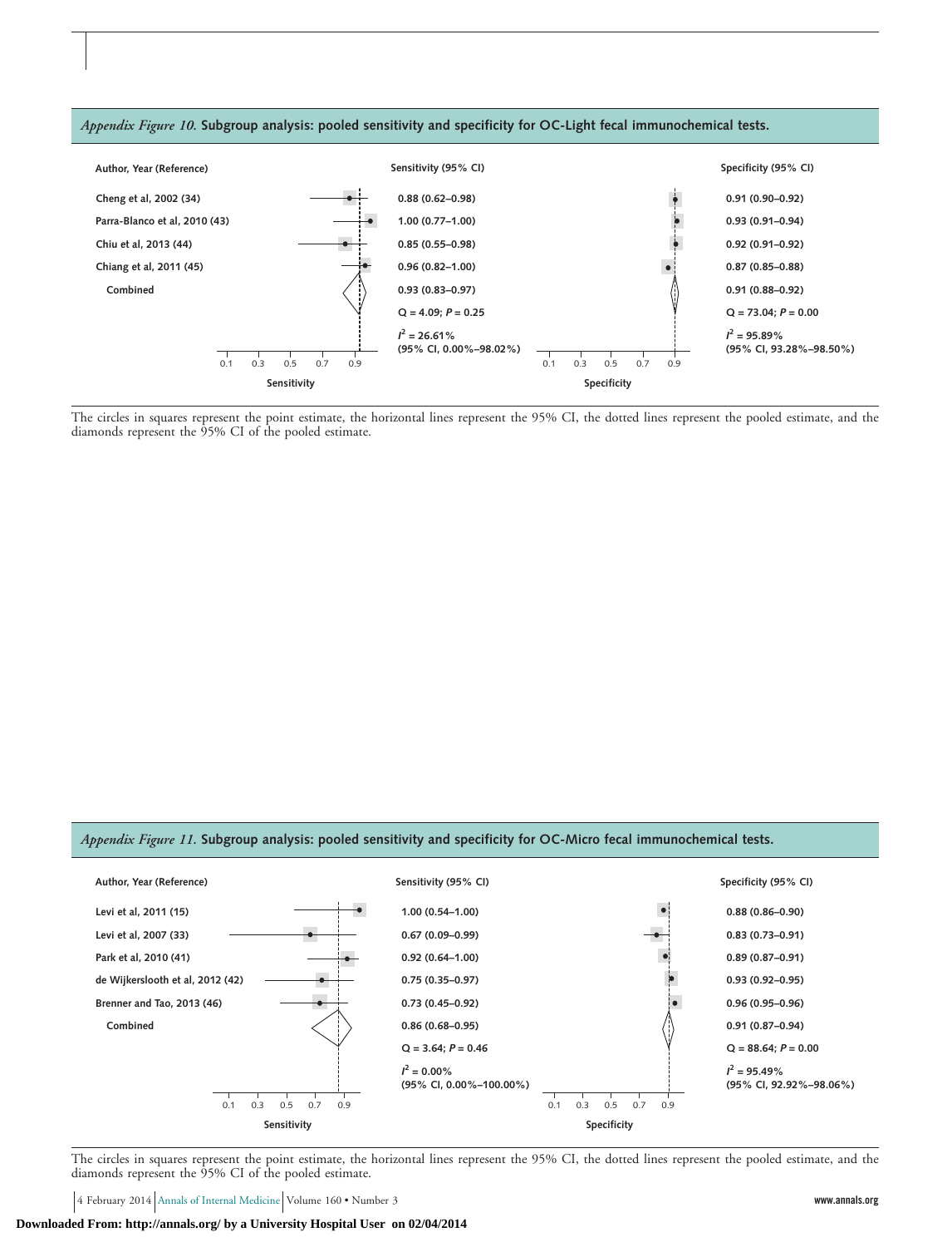*Appendix Figure 10.* **Subgroup analysis: pooled sensitivity and specificity for OC-Light fecal immunochemical tests.**

| Author, Year (Reference) | Sensitivity (95% CI) | Specificity (95% CI) |
|---|---|---|
| Cheng et al, 2002 (34) | 0.88 (0.62–0.98) | 0.91 (0.90–0.92) |
| Parra-Blanco et al, 2010 (43) | 1.00 (0.77–1.00) | 0.93 (0.91–0.94) |
| Chiu et al, 2013 (44) | 0.85 (0.55–0.98) | 0.92 (0.91–0.92) |
| Chiang et al, 2011 (45) | 0.96 (0.82–1.00) | 0.87 (0.85–0.88) |
| Combined | 0.93 (0.83–0.97) | 0.91 (0.88–0.92) |
| | Q = 4.09; $P$ = 0.25 | Q = 73.04; $P$ = 0.00 |
| | $I^2$ = 26.61% (95% CI, 0.00%–98.02%) | $I^2$ = 95.89% (95% CI, 93.28%–98.50%) |

The circles in squares represent the point estimate, the horizontal lines represent the 95% CI, the dotted lines represent the pooled estimate, and the diamonds represent the 95% CI of the pooled estimate.

*Appendix Figure 11.* **Subgroup analysis: pooled sensitivity and specificity for OC-Micro fecal immunochemical tests.**

| Author, Year (Reference) | Sensitivity (95% CI) | Specificity (95% CI) |
|---|---|---|
| Levi et al, 2011 (15) | 1.00 (0.54–1.00) | 0.88 (0.86–0.90) |
| Levi et al, 2007 (33) | 0.67 (0.09–0.99) | 0.83 (0.73–0.91) |
| Park et al, 2010 (41) | 0.92 (0.64–1.00) | 0.89 (0.87–0.91) |
| de Wijkerslooth et al, 2012 (42) | 0.75 (0.35–0.97) | 0.93 (0.92–0.95) |
| Brenner and Tao, 2013 (46) | 0.73 (0.45–0.92) | 0.96 (0.95–0.96) |
| Combined | 0.86 (0.68–0.95) | 0.91 (0.87–0.94) |
| | Q = 3.64; $P$ = 0.46 | Q = 88.64; $P$ = 0.00 |
| | $I^2$ = 0.00% (95% CI, 0.00%–100.00%) | $I^2$ = 95.49% (95% CI, 92.92%–98.06%) |

The circles in squares represent the point estimate, the horizontal lines represent the 95% CI, the dotted lines represent the pooled estimate, and the diamonds represent the 95% CI of the pooled estimate.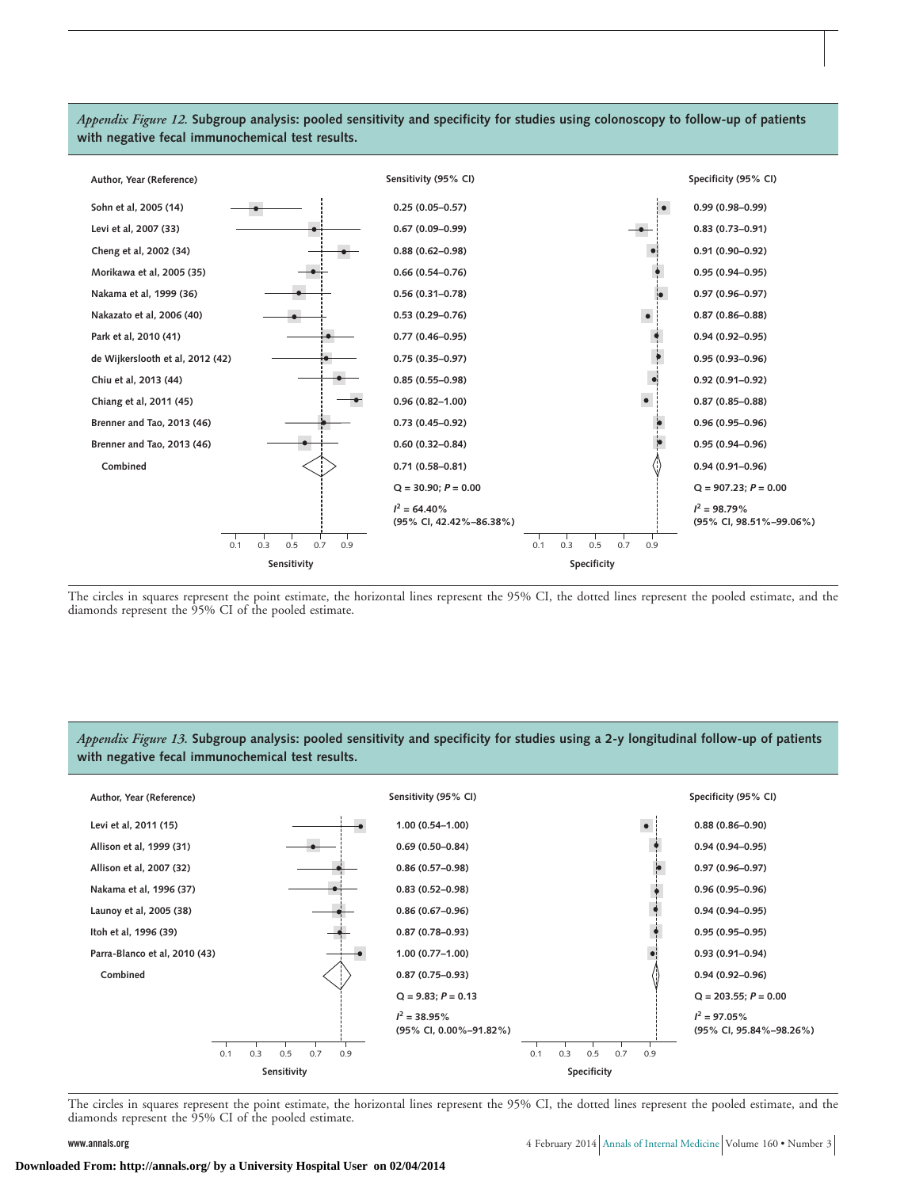*Appendix Figure 12.* **Subgroup analysis: pooled sensitivity and specificity for studies using colonoscopy to follow-up of patients with negative fecal immunochemical test results.**

| Author, Year (Reference) | Sensitivity (95% CI) | Specificity (95% CI) |
|---|---|---|
| Sohn et al, 2005 (14) | 0.25 (0.05–0.57) | 0.99 (0.98–0.99) |
| Levi et al, 2007 (33) | 0.67 (0.09–0.99) | 0.83 (0.73–0.91) |
| Cheng et al, 2002 (34) | 0.88 (0.62–0.98) | 0.91 (0.90–0.92) |
| Morikawa et al, 2005 (35) | 0.66 (0.54–0.76) | 0.95 (0.94–0.95) |
| Nakama et al, 1999 (36) | 0.56 (0.31–0.78) | 0.97 (0.96–0.97) |
| Nakazato et al, 2006 (40) | 0.53 (0.29–0.76) | 0.87 (0.86–0.88) |
| Park et al, 2010 (41) | 0.77 (0.46–0.95) | 0.94 (0.92–0.95) |
| de Wijkerslooth et al, 2012 (42) | 0.75 (0.35–0.97) | 0.95 (0.93–0.96) |
| Chiu et al, 2013 (44) | 0.85 (0.55–0.98) | 0.92 (0.91–0.92) |
| Chiang et al, 2011 (45) | 0.96 (0.82–1.00) | 0.87 (0.85–0.88) |
| Brenner and Tao, 2013 (46) | 0.73 (0.45–0.92) | 0.96 (0.95–0.96) |
| Brenner and Tao, 2013 (46) | 0.60 (0.32–0.84) | 0.95 (0.94–0.96) |
| Combined | 0.71 (0.58–0.81) | 0.94 (0.91–0.96) |
| | $Q = 30.90$; $P = 0.00$ | $Q = 907.23$; $P = 0.00$ |
| | $I^2 = 64.40\%$ (95% CI, 42.42%–86.38%) | $I^2 = 98.79\%$ (95% CI, 98.51%–99.06%) |

The circles in squares represent the point estimate, the horizontal lines represent the 95% CI, the dotted lines represent the pooled estimate, and the diamonds represent the 95% CI of the pooled estimate.

*Appendix Figure 13.* **Subgroup analysis: pooled sensitivity and specificity for studies using a 2-y longitudinal follow-up of patients with negative fecal immunochemical test results.**

| Author, Year (Reference) | Sensitivity (95% CI) | Specificity (95% CI) |
|---|---|---|
| Levi et al, 2011 (15) | 1.00 (0.54–1.00) | 0.88 (0.86–0.90) |
| Allison et al, 1999 (31) | 0.69 (0.50–0.84) | 0.94 (0.94–0.95) |
| Allison et al, 2007 (32) | 0.86 (0.57–0.98) | 0.97 (0.96–0.97) |
| Nakama et al, 1996 (37) | 0.83 (0.52–0.98) | 0.96 (0.95–0.96) |
| Launoy et al, 2005 (38) | 0.86 (0.67–0.96) | 0.94 (0.94–0.95) |
| Itoh et al, 1996 (39) | 0.87 (0.78–0.93) | 0.95 (0.95–0.95) |
| Parra-Blanco et al, 2010 (43) | 1.00 (0.77–1.00) | 0.93 (0.91–0.94) |
| Combined | 0.87 (0.75–0.93) | 0.94 (0.92–0.96) |
| | $Q = 9.83$; $P = 0.13$ | $Q = 203.55$; $P = 0.00$ |
| | $I^2 = 38.95\%$ (95% CI, 0.00%–91.82%) | $I^2 = 97.05\%$ (95% CI, 95.84%–98.26%) |

The circles in squares represent the point estimate, the horizontal lines represent the 95% CI, the dotted lines represent the pooled estimate, and the diamonds represent the 95% CI of the pooled estimate.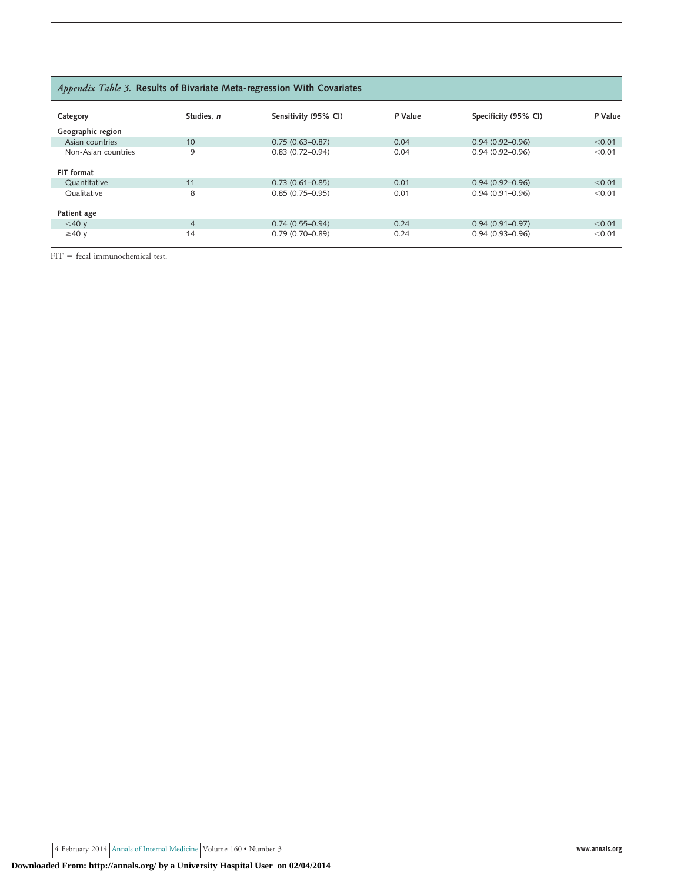*Appendix Table 3.* **Results of Bivariate Meta-regression With Covariates**

| Category | Studies, *n* | Sensitivity (95% CI) | *P* Value | Specificity (95% CI) | *P* Value |
|---|---|---|---|---|---|
| **Geographic region** | | | | | |
| Asian countries | 10 | 0.75 (0.63–0.87) | 0.04 | 0.94 (0.92–0.96) | <0.01 |
| Non-Asian countries | 9 | 0.83 (0.72–0.94) | 0.04 | 0.94 (0.92–0.96) | <0.01 |
| **FIT format** | | | | | |
| Quantitative | 11 | 0.73 (0.61–0.85) | 0.01 | 0.94 (0.92–0.96) | <0.01 |
| Qualitative | 8 | 0.85 (0.75–0.95) | 0.01 | 0.94 (0.91–0.96) | <0.01 |
| **Patient age** | | | | | |
| <40 y | 4 | 0.74 (0.55–0.94) | 0.24 | 0.94 (0.91–0.97) | <0.01 |
| ≥40 y | 14 | 0.79 (0.70–0.89) | 0.24 | 0.94 (0.93–0.96) | <0.01 |

FIT = fecal immunochemical test.